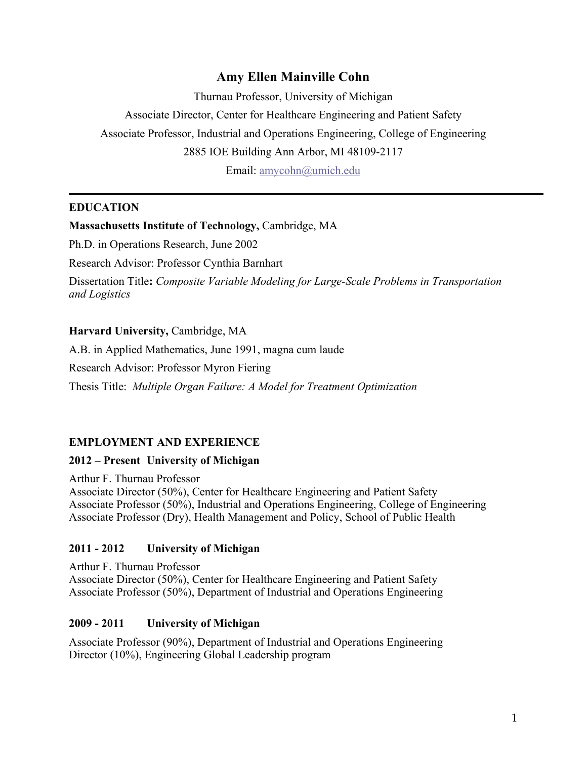# Amy Ellen Mainville Cohn

Thurnau Professor, University of Michigan

Associate Director, Center for Healthcare Engineering and Patient Safety

Associate Professor, Industrial and Operations Engineering, College of Engineering

2885 IOE Building Ann Arbor, MI 48109-2117

Email: amycohn@umich.edu

---

## EDUCATION

**Massachusetts Institute of Technology,** Cambridge, MA

Ph.D. in Operations Research, June 2002

Research Advisor: Professor Cynthia Barnhart

Dissertation Title**:** *Composite Variable Modeling for Large-Scale Problems in Transportation and Logistics*

**Harvard University,** Cambridge, MA

A.B. in Applied Mathematics, June 1991, magna cum laude

Research Advisor: Professor Myron Fiering

Thesis Title: *Multiple Organ Failure: A Model for Treatment Optimization*

## EMPLOYMENT AND EXPERIENCE

**2012 – Present University of Michigan**

Arthur F. Thurnau Professor
Associate Director (50%), Center for Healthcare Engineering and Patient Safety
Associate Professor (50%), Industrial and Operations Engineering, College of Engineering
Associate Professor (Dry), Health Management and Policy, School of Public Health

**2011 - 2012 University of Michigan**

Arthur F. Thurnau Professor
Associate Director (50%), Center for Healthcare Engineering and Patient Safety
Associate Professor (50%), Department of Industrial and Operations Engineering

**2009 - 2011 University of Michigan**

Associate Professor (90%), Department of Industrial and Operations Engineering
Director (10%), Engineering Global Leadership program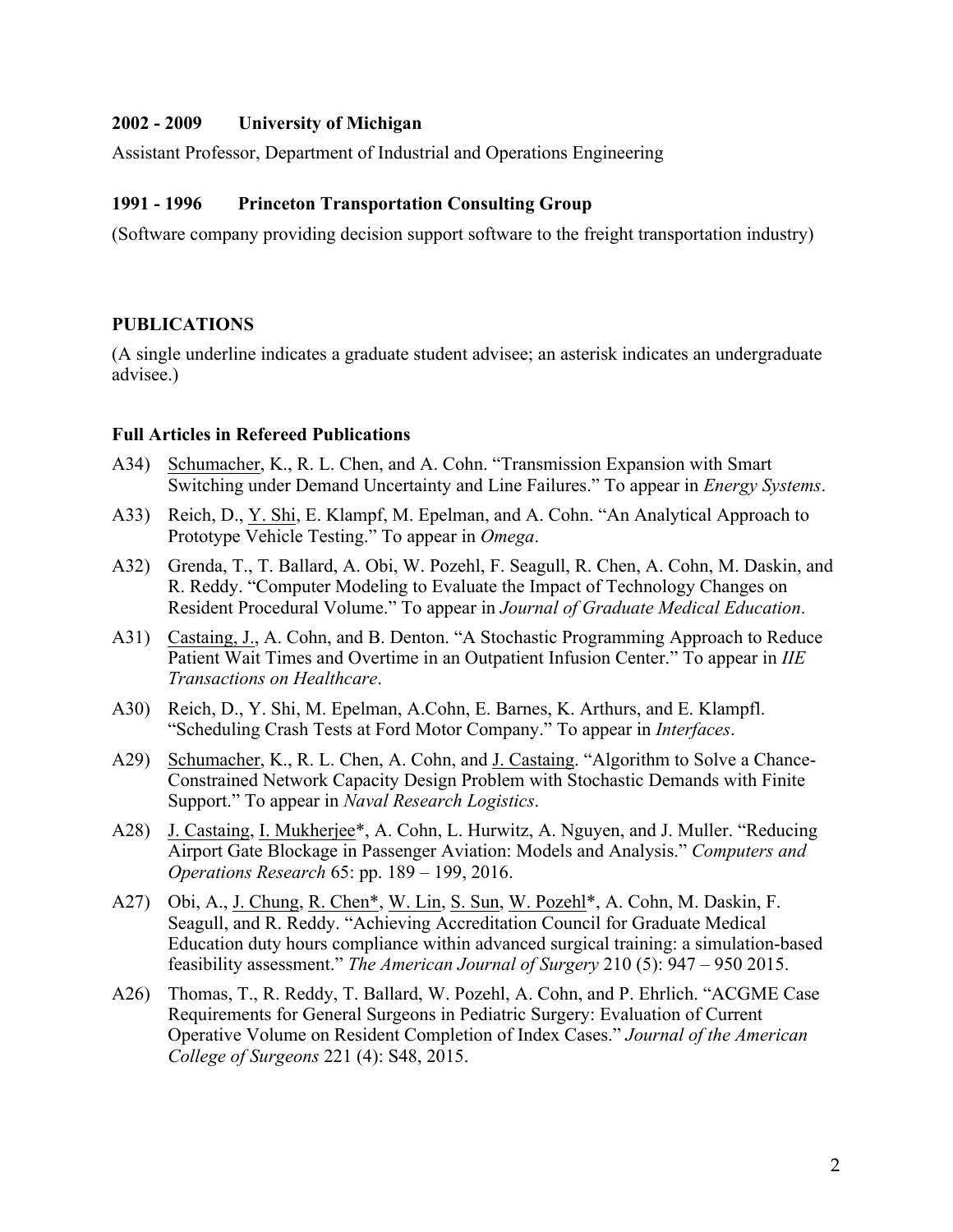**2002 - 2009 University of Michigan**

Assistant Professor, Department of Industrial and Operations Engineering

**1991 - 1996 Princeton Transportation Consulting Group**

(Software company providing decision support software to the freight transportation industry)

## PUBLICATIONS

(A single underline indicates a graduate student advisee; an asterisk indicates an undergraduate advisee.)

### Full Articles in Refereed Publications

A34) Schumacher, K., R. L. Chen, and A. Cohn. "Transmission Expansion with Smart Switching under Demand Uncertainty and Line Failures." To appear in *Energy Systems*.

A33) Reich, D., Y. Shi, E. Klampf, M. Epelman, and A. Cohn. "An Analytical Approach to Prototype Vehicle Testing." To appear in *Omega*.

A32) Grenda, T., T. Ballard, A. Obi, W. Pozehl, F. Seagull, R. Chen, A. Cohn, M. Daskin, and R. Reddy. "Computer Modeling to Evaluate the Impact of Technology Changes on Resident Procedural Volume." To appear in *Journal of Graduate Medical Education*.

A31) Castaing, J., A. Cohn, and B. Denton. "A Stochastic Programming Approach to Reduce Patient Wait Times and Overtime in an Outpatient Infusion Center." To appear in *IIE Transactions on Healthcare*.

A30) Reich, D., Y. Shi, M. Epelman, A.Cohn, E. Barnes, K. Arthurs, and E. Klampfl. "Scheduling Crash Tests at Ford Motor Company." To appear in *Interfaces*.

A29) Schumacher, K., R. L. Chen, A. Cohn, and J. Castaing. "Algorithm to Solve a Chance-Constrained Network Capacity Design Problem with Stochastic Demands with Finite Support." To appear in *Naval Research Logistics*.

A28) J. Castaing, I. Mukherjee*, A. Cohn, L. Hurwitz, A. Nguyen, and J. Muller. "Reducing Airport Gate Blockage in Passenger Aviation: Models and Analysis." *Computers and Operations Research* 65: pp. 189 – 199, 2016.

A27) Obi, A., J. Chung, R. Chen*, W. Lin, S. Sun, W. Pozehl*, A. Cohn, M. Daskin, F. Seagull, and R. Reddy. "Achieving Accreditation Council for Graduate Medical Education duty hours compliance within advanced surgical training: a simulation-based feasibility assessment." *The American Journal of Surgery* 210 (5): 947 – 950 2015.

A26) Thomas, T., R. Reddy, T. Ballard, W. Pozehl, A. Cohn, and P. Ehrlich. "ACGME Case Requirements for General Surgeons in Pediatric Surgery: Evaluation of Current Operative Volume on Resident Completion of Index Cases." *Journal of the American College of Surgeons* 221 (4): S48, 2015.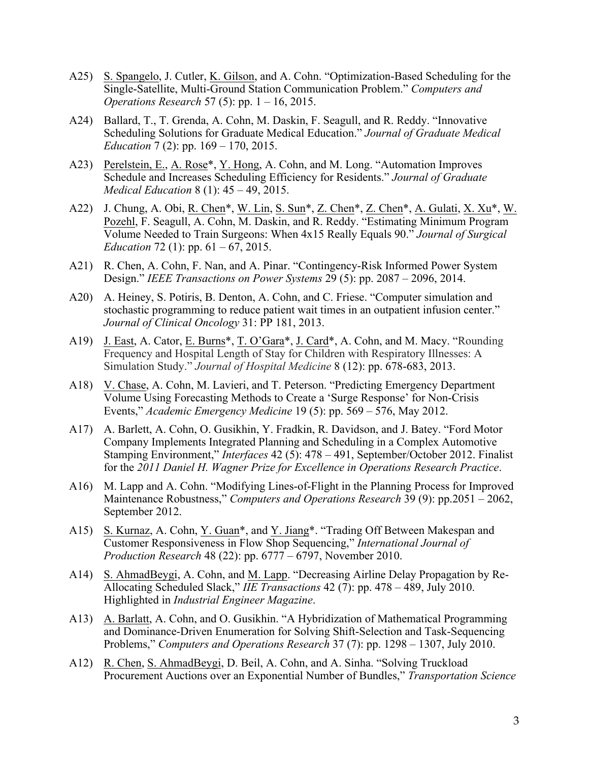A25) S. Spangelo, J. Cutler, K. Gilson, and A. Cohn. "Optimization-Based Scheduling for the Single-Satellite, Multi-Ground Station Communication Problem." *Computers and Operations Research* 57 (5): pp. 1 – 16, 2015.

A24) Ballard, T., T. Grenda, A. Cohn, M. Daskin, F. Seagull, and R. Reddy. "Innovative Scheduling Solutions for Graduate Medical Education." *Journal of Graduate Medical Education* 7 (2): pp. 169 – 170, 2015.

A23) Perelstein, E., A. Rose*, Y. Hong, A. Cohn, and M. Long. "Automation Improves Schedule and Increases Scheduling Efficiency for Residents." *Journal of Graduate Medical Education* 8 (1): 45 – 49, 2015.

A22) J. Chung, A. Obi, R. Chen*, W. Lin, S. Sun*, Z. Chen*, Z. Chen*, A. Gulati, X. Xu*, W. Pozehl, F. Seagull, A. Cohn, M. Daskin, and R. Reddy. "Estimating Minimum Program Volume Needed to Train Surgeons: When 4x15 Really Equals 90." *Journal of Surgical Education* 72 (1): pp. 61 – 67, 2015.

A21) R. Chen, A. Cohn, F. Nan, and A. Pinar. "Contingency-Risk Informed Power System Design." *IEEE Transactions on Power Systems* 29 (5): pp. 2087 – 2096, 2014.

A20) A. Heiney, S. Potiris, B. Denton, A. Cohn, and C. Friese. "Computer simulation and stochastic programming to reduce patient wait times in an outpatient infusion center." *Journal of Clinical Oncology* 31: PP 181, 2013.

A19) J. East, A. Cator, E. Burns*, T. O'Gara*, J. Card*, A. Cohn, and M. Macy. "Rounding Frequency and Hospital Length of Stay for Children with Respiratory Illnesses: A Simulation Study." *Journal of Hospital Medicine* 8 (12): pp. 678-683, 2013.

A18) V. Chase, A. Cohn, M. Lavieri, and T. Peterson. "Predicting Emergency Department Volume Using Forecasting Methods to Create a 'Surge Response' for Non-Crisis Events," *Academic Emergency Medicine* 19 (5): pp. 569 – 576, May 2012.

A17) A. Barlett, A. Cohn, O. Gusikhin, Y. Fradkin, R. Davidson, and J. Batey. "Ford Motor Company Implements Integrated Planning and Scheduling in a Complex Automotive Stamping Environment," *Interfaces* 42 (5): 478 – 491, September/October 2012. Finalist for the *2011 Daniel H. Wagner Prize for Excellence in Operations Research Practice*.

A16) M. Lapp and A. Cohn. "Modifying Lines-of-Flight in the Planning Process for Improved Maintenance Robustness," *Computers and Operations Research* 39 (9): pp.2051 – 2062, September 2012.

A15) S. Kurnaz, A. Cohn, Y. Guan*, and Y. Jiang*. "Trading Off Between Makespan and Customer Responsiveness in Flow Shop Sequencing," *International Journal of Production Research* 48 (22): pp. 6777 – 6797, November 2010.

A14) S. AhmadBeygi, A. Cohn, and M. Lapp. "Decreasing Airline Delay Propagation by Re-Allocating Scheduled Slack," *IIE Transactions* 42 (7): pp. 478 – 489, July 2010. Highlighted in *Industrial Engineer Magazine*.

A13) A. Barlatt, A. Cohn, and O. Gusikhin. "A Hybridization of Mathematical Programming and Dominance-Driven Enumeration for Solving Shift-Selection and Task-Sequencing Problems," *Computers and Operations Research* 37 (7): pp. 1298 – 1307, July 2010.

A12) R. Chen, S. AhmadBeygi, D. Beil, A. Cohn, and A. Sinha. "Solving Truckload Procurement Auctions over an Exponential Number of Bundles," *Transportation Science*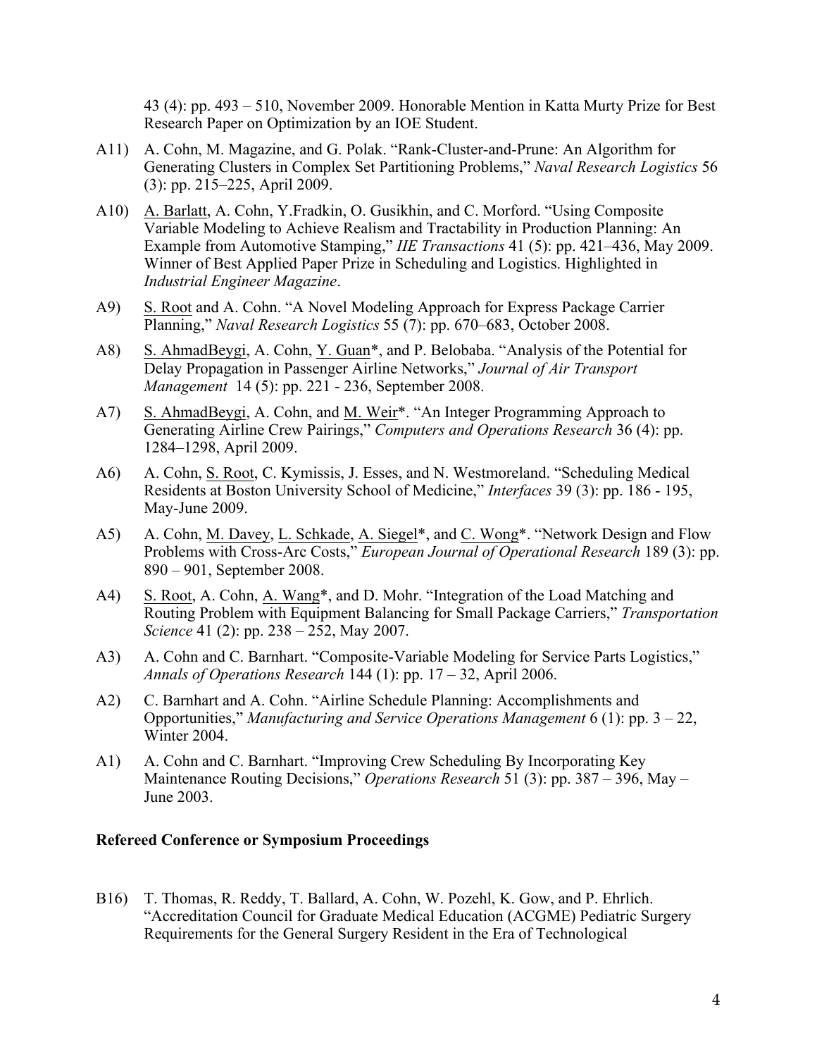43 (4): pp. 493 – 510, November 2009. Honorable Mention in Katta Murty Prize for Best Research Paper on Optimization by an IOE Student.

A11) A. Cohn, M. Magazine, and G. Polak. "Rank-Cluster-and-Prune: An Algorithm for Generating Clusters in Complex Set Partitioning Problems," *Naval Research Logistics* 56 (3): pp. 215–225, April 2009.

A10) A. Barlatt, A. Cohn, Y.Fradkin, O. Gusikhin, and C. Morford. "Using Composite Variable Modeling to Achieve Realism and Tractability in Production Planning: An Example from Automotive Stamping," *IIE Transactions* 41 (5): pp. 421–436, May 2009. Winner of Best Applied Paper Prize in Scheduling and Logistics. Highlighted in *Industrial Engineer Magazine*.

A9) S. Root and A. Cohn. "A Novel Modeling Approach for Express Package Carrier Planning," *Naval Research Logistics* 55 (7): pp. 670–683, October 2008.

A8) S. AhmadBeygi, A. Cohn, Y. Guan*, and P. Belobaba. "Analysis of the Potential for Delay Propagation in Passenger Airline Networks," *Journal of Air Transport Management* 14 (5): pp. 221 - 236, September 2008.

A7) S. AhmadBeygi, A. Cohn, and M. Weir*. "An Integer Programming Approach to Generating Airline Crew Pairings," *Computers and Operations Research* 36 (4): pp. 1284–1298, April 2009.

A6) A. Cohn, S. Root, C. Kymissis, J. Esses, and N. Westmoreland. "Scheduling Medical Residents at Boston University School of Medicine," *Interfaces* 39 (3): pp. 186 - 195, May-June 2009.

A5) A. Cohn, M. Davey, L. Schkade, A. Siegel*, and C. Wong*. "Network Design and Flow Problems with Cross-Arc Costs," *European Journal of Operational Research* 189 (3): pp. 890 – 901, September 2008.

A4) S. Root, A. Cohn, A. Wang*, and D. Mohr. "Integration of the Load Matching and Routing Problem with Equipment Balancing for Small Package Carriers," *Transportation Science* 41 (2): pp. 238 – 252, May 2007.

A3) A. Cohn and C. Barnhart. "Composite-Variable Modeling for Service Parts Logistics," *Annals of Operations Research* 144 (1): pp. 17 – 32, April 2006.

A2) C. Barnhart and A. Cohn. "Airline Schedule Planning: Accomplishments and Opportunities," *Manufacturing and Service Operations Management* 6 (1): pp. 3 – 22, Winter 2004.

A1) A. Cohn and C. Barnhart. "Improving Crew Scheduling By Incorporating Key Maintenance Routing Decisions," *Operations Research* 51 (3): pp. 387 – 396, May – June 2003.

**Refereed Conference or Symposium Proceedings**

B16) T. Thomas, R. Reddy, T. Ballard, A. Cohn, W. Pozehl, K. Gow, and P. Ehrlich. "Accreditation Council for Graduate Medical Education (ACGME) Pediatric Surgery Requirements for the General Surgery Resident in the Era of Technological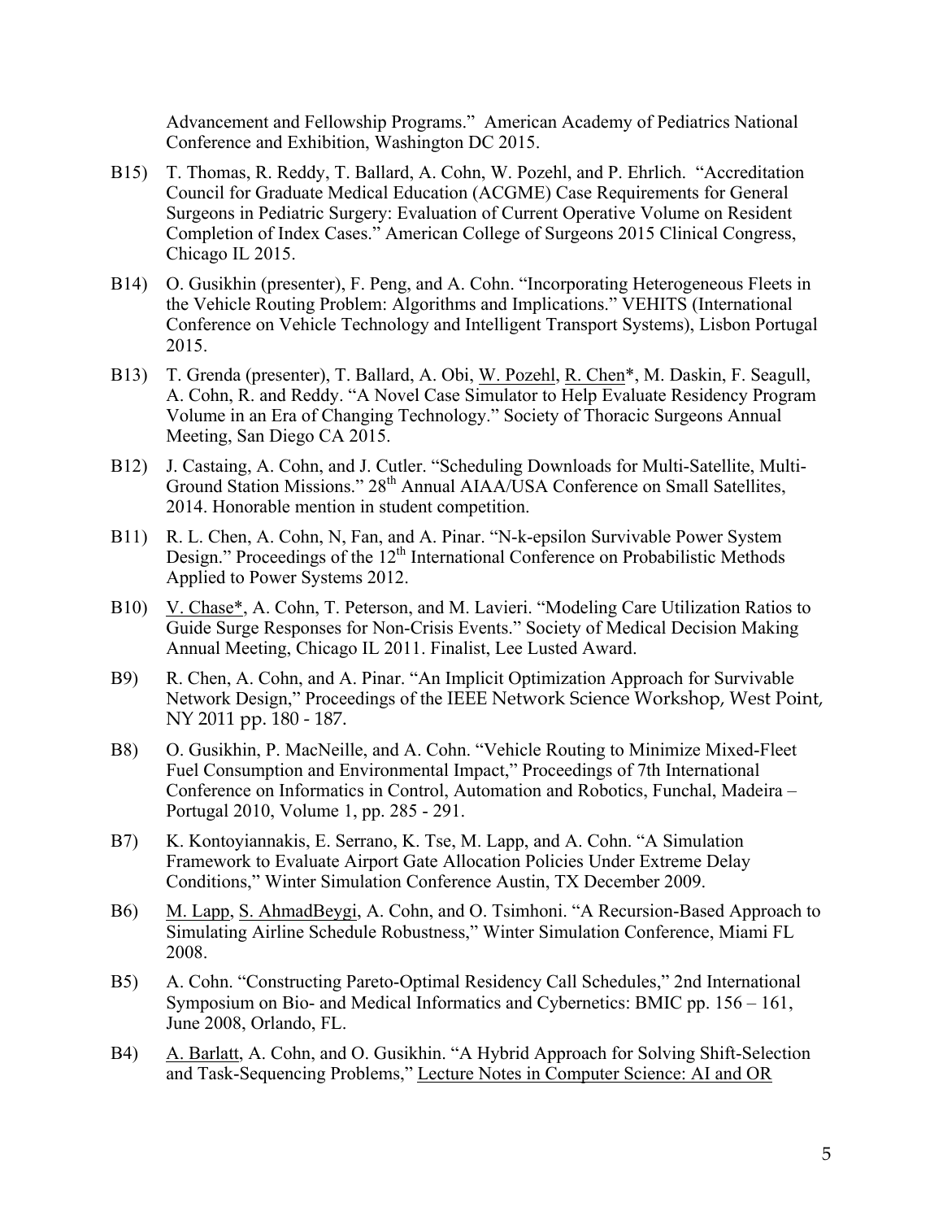Advancement and Fellowship Programs." American Academy of Pediatrics National Conference and Exhibition, Washington DC 2015.

B15) T. Thomas, R. Reddy, T. Ballard, A. Cohn, W. Pozehl, and P. Ehrlich. "Accreditation Council for Graduate Medical Education (ACGME) Case Requirements for General Surgeons in Pediatric Surgery: Evaluation of Current Operative Volume on Resident Completion of Index Cases." American College of Surgeons 2015 Clinical Congress, Chicago IL 2015.

B14) O. Gusikhin (presenter), F. Peng, and A. Cohn. "Incorporating Heterogeneous Fleets in the Vehicle Routing Problem: Algorithms and Implications." VEHITS (International Conference on Vehicle Technology and Intelligent Transport Systems), Lisbon Portugal 2015.

B13) T. Grenda (presenter), T. Ballard, A. Obi, <u>W. Pozehl</u>, <u>R. Chen</u>*, M. Daskin, F. Seagull, A. Cohn, R. and Reddy. "A Novel Case Simulator to Help Evaluate Residency Program Volume in an Era of Changing Technology." Society of Thoracic Surgeons Annual Meeting, San Diego CA 2015.

B12) J. Castaing, A. Cohn, and J. Cutler. "Scheduling Downloads for Multi-Satellite, Multi-Ground Station Missions." 28th Annual AIAA/USA Conference on Small Satellites, 2014. Honorable mention in student competition.

B11) R. L. Chen, A. Cohn, N, Fan, and A. Pinar. "N-k-epsilon Survivable Power System Design." Proceedings of the 12th International Conference on Probabilistic Methods Applied to Power Systems 2012.

B10) <u>V. Chase*</u>, A. Cohn, T. Peterson, and M. Lavieri. "Modeling Care Utilization Ratios to Guide Surge Responses for Non-Crisis Events." Society of Medical Decision Making Annual Meeting, Chicago IL 2011. Finalist, Lee Lusted Award.

B9) R. Chen, A. Cohn, and A. Pinar. "An Implicit Optimization Approach for Survivable Network Design," Proceedings of the IEEE Network Science Workshop, West Point, NY 2011 pp. 180 - 187.

B8) O. Gusikhin, P. MacNeille, and A. Cohn. "Vehicle Routing to Minimize Mixed-Fleet Fuel Consumption and Environmental Impact," Proceedings of 7th International Conference on Informatics in Control, Automation and Robotics, Funchal, Madeira – Portugal 2010, Volume 1, pp. 285 - 291.

B7) K. Kontoyiannakis, E. Serrano, K. Tse, M. Lapp, and A. Cohn. "A Simulation Framework to Evaluate Airport Gate Allocation Policies Under Extreme Delay Conditions," Winter Simulation Conference Austin, TX December 2009.

B6) <u>M. Lapp</u>, <u>S. AhmadBeygi</u>, A. Cohn, and O. Tsimhoni. "A Recursion-Based Approach to Simulating Airline Schedule Robustness," Winter Simulation Conference, Miami FL 2008.

B5) A. Cohn. "Constructing Pareto-Optimal Residency Call Schedules," 2nd International Symposium on Bio- and Medical Informatics and Cybernetics: BMIC pp. 156 – 161, June 2008, Orlando, FL.

B4) <u>A. Barlatt</u>, A. Cohn, and O. Gusikhin. "A Hybrid Approach for Solving Shift-Selection and Task-Sequencing Problems," <u>Lecture Notes in Computer Science: AI and OR</u>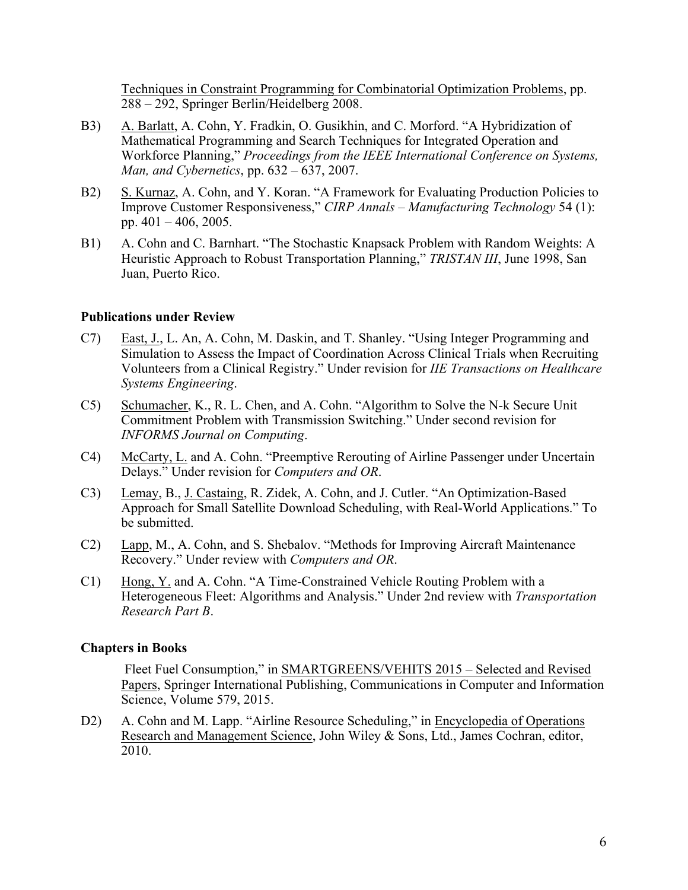Techniques in Constraint Programming for Combinatorial Optimization Problems, pp. 288 – 292, Springer Berlin/Heidelberg 2008.

B3) A. Barlatt, A. Cohn, Y. Fradkin, O. Gusikhin, and C. Morford. "A Hybridization of Mathematical Programming and Search Techniques for Integrated Operation and Workforce Planning," *Proceedings from the IEEE International Conference on Systems, Man, and Cybernetics*, pp. 632 – 637, 2007.

B2) S. Kurnaz, A. Cohn, and Y. Koran. "A Framework for Evaluating Production Policies to Improve Customer Responsiveness," *CIRP Annals – Manufacturing Technology* 54 (1): pp. 401 – 406, 2005.

B1) A. Cohn and C. Barnhart. "The Stochastic Knapsack Problem with Random Weights: A Heuristic Approach to Robust Transportation Planning," *TRISTAN III*, June 1998, San Juan, Puerto Rico.

**Publications under Review**

C7) East, J., L. An, A. Cohn, M. Daskin, and T. Shanley. "Using Integer Programming and Simulation to Assess the Impact of Coordination Across Clinical Trials when Recruiting Volunteers from a Clinical Registry." Under revision for *IIE Transactions on Healthcare Systems Engineering*.

C5) Schumacher, K., R. L. Chen, and A. Cohn. "Algorithm to Solve the N-k Secure Unit Commitment Problem with Transmission Switching." Under second revision for *INFORMS Journal on Computing*.

C4) McCarty, L. and A. Cohn. "Preemptive Rerouting of Airline Passenger under Uncertain Delays." Under revision for *Computers and OR*.

C3) Lemay, B., J. Castaing, R. Zidek, A. Cohn, and J. Cutler. "An Optimization-Based Approach for Small Satellite Download Scheduling, with Real-World Applications." To be submitted.

C2) Lapp, M., A. Cohn, and S. Shebalov. "Methods for Improving Aircraft Maintenance Recovery." Under review with *Computers and OR*.

C1) Hong, Y. and A. Cohn. "A Time-Constrained Vehicle Routing Problem with a Heterogeneous Fleet: Algorithms and Analysis." Under 2nd review with *Transportation Research Part B*.

**Chapters in Books**

Fleet Fuel Consumption," in SMARTGREENS/VEHITS 2015 – Selected and Revised Papers, Springer International Publishing, Communications in Computer and Information Science, Volume 579, 2015.

D2) A. Cohn and M. Lapp. "Airline Resource Scheduling," in Encyclopedia of Operations Research and Management Science, John Wiley & Sons, Ltd., James Cochran, editor, 2010.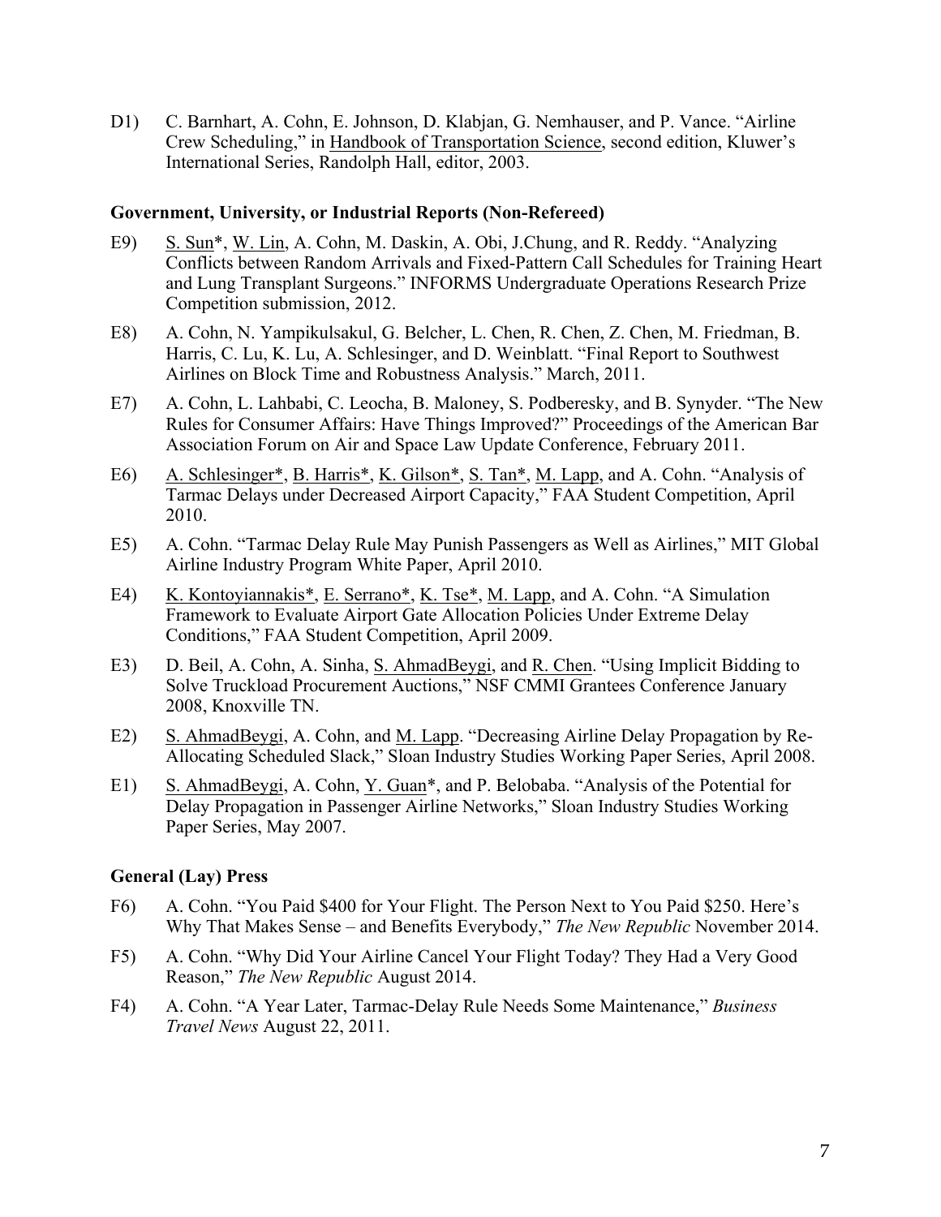D1) C. Barnhart, A. Cohn, E. Johnson, D. Klabjan, G. Nemhauser, and P. Vance. "Airline Crew Scheduling," in Handbook of Transportation Science, second edition, Kluwer's International Series, Randolph Hall, editor, 2003.

### Government, University, or Industrial Reports (Non-Refereed)

E9) S. Sun*, W. Lin, A. Cohn, M. Daskin, A. Obi, J.Chung, and R. Reddy. "Analyzing Conflicts between Random Arrivals and Fixed-Pattern Call Schedules for Training Heart and Lung Transplant Surgeons." INFORMS Undergraduate Operations Research Prize Competition submission, 2012.

E8) A. Cohn, N. Yampikulsakul, G. Belcher, L. Chen, R. Chen, Z. Chen, M. Friedman, B. Harris, C. Lu, K. Lu, A. Schlesinger, and D. Weinblatt. "Final Report to Southwest Airlines on Block Time and Robustness Analysis." March, 2011.

E7) A. Cohn, L. Lahbabi, C. Leocha, B. Maloney, S. Podberesky, and B. Synyder. "The New Rules for Consumer Affairs: Have Things Improved?" Proceedings of the American Bar Association Forum on Air and Space Law Update Conference, February 2011.

E6) A. Schlesinger*, B. Harris*, K. Gilson*, S. Tan*, M. Lapp, and A. Cohn. "Analysis of Tarmac Delays under Decreased Airport Capacity," FAA Student Competition, April 2010.

E5) A. Cohn. "Tarmac Delay Rule May Punish Passengers as Well as Airlines," MIT Global Airline Industry Program White Paper, April 2010.

E4) K. Kontoyiannakis*, E. Serrano*, K. Tse*, M. Lapp, and A. Cohn. "A Simulation Framework to Evaluate Airport Gate Allocation Policies Under Extreme Delay Conditions," FAA Student Competition, April 2009.

E3) D. Beil, A. Cohn, A. Sinha, S. AhmadBeygi, and R. Chen. "Using Implicit Bidding to Solve Truckload Procurement Auctions," NSF CMMI Grantees Conference January 2008, Knoxville TN.

E2) S. AhmadBeygi, A. Cohn, and M. Lapp. "Decreasing Airline Delay Propagation by Re-Allocating Scheduled Slack," Sloan Industry Studies Working Paper Series, April 2008.

E1) S. AhmadBeygi, A. Cohn, Y. Guan*, and P. Belobaba. "Analysis of the Potential for Delay Propagation in Passenger Airline Networks," Sloan Industry Studies Working Paper Series, May 2007.

### General (Lay) Press

F6) A. Cohn. "You Paid $400 for Your Flight. The Person Next to You Paid $250. Here's Why That Makes Sense – and Benefits Everybody," *The New Republic* November 2014.

F5) A. Cohn. "Why Did Your Airline Cancel Your Flight Today? They Had a Very Good Reason," *The New Republic* August 2014.

F4) A. Cohn. "A Year Later, Tarmac-Delay Rule Needs Some Maintenance," *Business Travel News* August 22, 2011.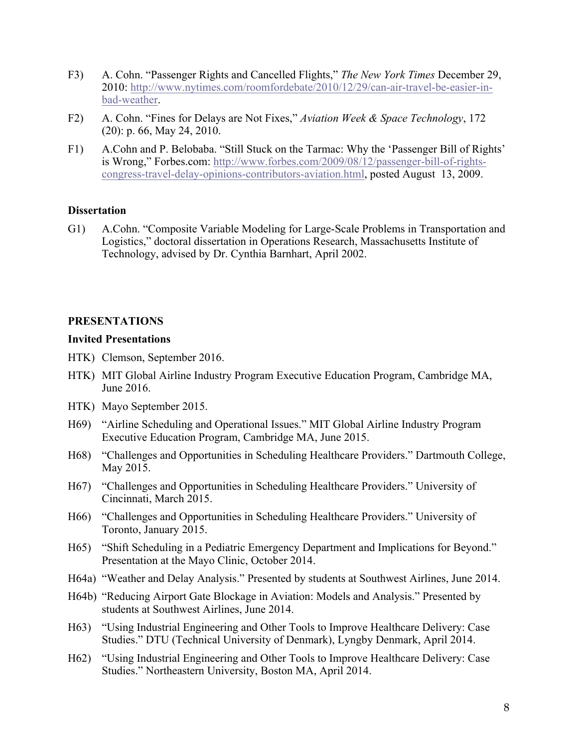F3) A. Cohn. “Passenger Rights and Cancelled Flights,” *The New York Times* December 29, 2010: http://www.nytimes.com/roomfordebate/2010/12/29/can-air-travel-be-easier-in-bad-weather.

F2) A. Cohn. “Fines for Delays are Not Fixes,” *Aviation Week & Space Technology*, 172 (20): p. 66, May 24, 2010.

F1) A.Cohn and P. Belobaba. “Still Stuck on the Tarmac: Why the ‘Passenger Bill of Rights’ is Wrong,” Forbes.com: http://www.forbes.com/2009/08/12/passenger-bill-of-rights-congress-travel-delay-opinions-contributors-aviation.html, posted August 13, 2009.

**Dissertation**

G1) A.Cohn. “Composite Variable Modeling for Large-Scale Problems in Transportation and Logistics,” doctoral dissertation in Operations Research, Massachusetts Institute of Technology, advised by Dr. Cynthia Barnhart, April 2002.

## PRESENTATIONS

**Invited Presentations**

HTK) Clemson, September 2016.

HTK) MIT Global Airline Industry Program Executive Education Program, Cambridge MA, June 2016.

HTK) Mayo September 2015.

H69) “Airline Scheduling and Operational Issues.” MIT Global Airline Industry Program Executive Education Program, Cambridge MA, June 2015.

H68) “Challenges and Opportunities in Scheduling Healthcare Providers.” Dartmouth College, May 2015.

H67) “Challenges and Opportunities in Scheduling Healthcare Providers.” University of Cincinnati, March 2015.

H66) “Challenges and Opportunities in Scheduling Healthcare Providers.” University of Toronto, January 2015.

H65) “Shift Scheduling in a Pediatric Emergency Department and Implications for Beyond.” Presentation at the Mayo Clinic, October 2014.

H64a) “Weather and Delay Analysis.” Presented by students at Southwest Airlines, June 2014.

H64b) “Reducing Airport Gate Blockage in Aviation: Models and Analysis.” Presented by students at Southwest Airlines, June 2014.

H63) “Using Industrial Engineering and Other Tools to Improve Healthcare Delivery: Case Studies.” DTU (Technical University of Denmark), Lyngby Denmark, April 2014.

H62) “Using Industrial Engineering and Other Tools to Improve Healthcare Delivery: Case Studies.” Northeastern University, Boston MA, April 2014.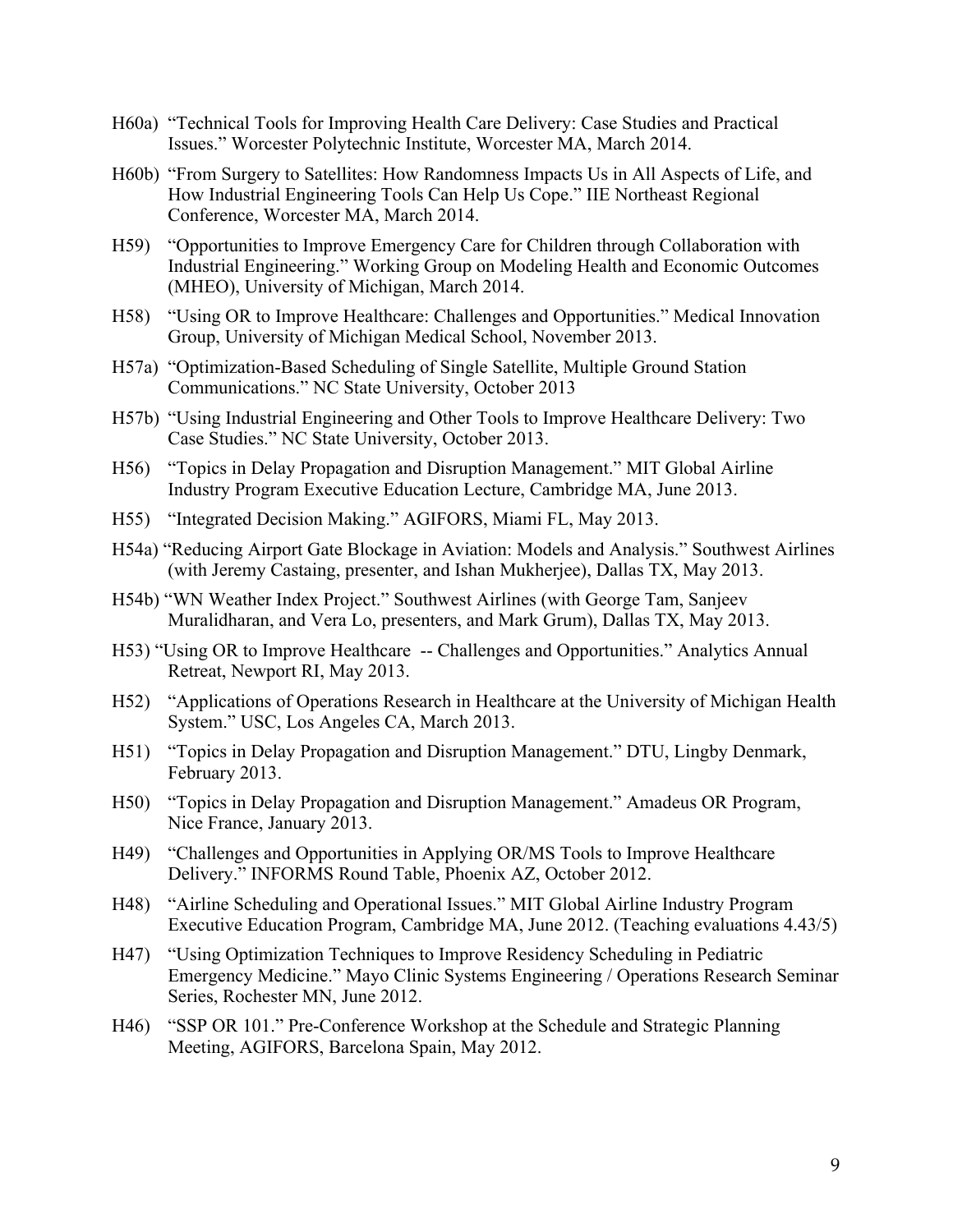H60a) "Technical Tools for Improving Health Care Delivery: Case Studies and Practical Issues." Worcester Polytechnic Institute, Worcester MA, March 2014.

H60b) "From Surgery to Satellites: How Randomness Impacts Us in All Aspects of Life, and How Industrial Engineering Tools Can Help Us Cope." IIE Northeast Regional Conference, Worcester MA, March 2014.

H59) "Opportunities to Improve Emergency Care for Children through Collaboration with Industrial Engineering." Working Group on Modeling Health and Economic Outcomes (MHEO), University of Michigan, March 2014.

H58) "Using OR to Improve Healthcare: Challenges and Opportunities." Medical Innovation Group, University of Michigan Medical School, November 2013.

H57a) "Optimization-Based Scheduling of Single Satellite, Multiple Ground Station Communications." NC State University, October 2013

H57b) "Using Industrial Engineering and Other Tools to Improve Healthcare Delivery: Two Case Studies." NC State University, October 2013.

H56) "Topics in Delay Propagation and Disruption Management." MIT Global Airline Industry Program Executive Education Lecture, Cambridge MA, June 2013.

H55) "Integrated Decision Making." AGIFORS, Miami FL, May 2013.

H54a) "Reducing Airport Gate Blockage in Aviation: Models and Analysis." Southwest Airlines (with Jeremy Castaing, presenter, and Ishan Mukherjee), Dallas TX, May 2013.

H54b) "WN Weather Index Project." Southwest Airlines (with George Tam, Sanjeev Muralidharan, and Vera Lo, presenters, and Mark Grum), Dallas TX, May 2013.

H53) "Using OR to Improve Healthcare -- Challenges and Opportunities." Analytics Annual Retreat, Newport RI, May 2013.

H52) "Applications of Operations Research in Healthcare at the University of Michigan Health System." USC, Los Angeles CA, March 2013.

H51) "Topics in Delay Propagation and Disruption Management." DTU, Lingby Denmark, February 2013.

H50) "Topics in Delay Propagation and Disruption Management." Amadeus OR Program, Nice France, January 2013.

H49) "Challenges and Opportunities in Applying OR/MS Tools to Improve Healthcare Delivery." INFORMS Round Table, Phoenix AZ, October 2012.

H48) "Airline Scheduling and Operational Issues." MIT Global Airline Industry Program Executive Education Program, Cambridge MA, June 2012. (Teaching evaluations 4.43/5)

H47) "Using Optimization Techniques to Improve Residency Scheduling in Pediatric Emergency Medicine." Mayo Clinic Systems Engineering / Operations Research Seminar Series, Rochester MN, June 2012.

H46) "SSP OR 101." Pre-Conference Workshop at the Schedule and Strategic Planning Meeting, AGIFORS, Barcelona Spain, May 2012.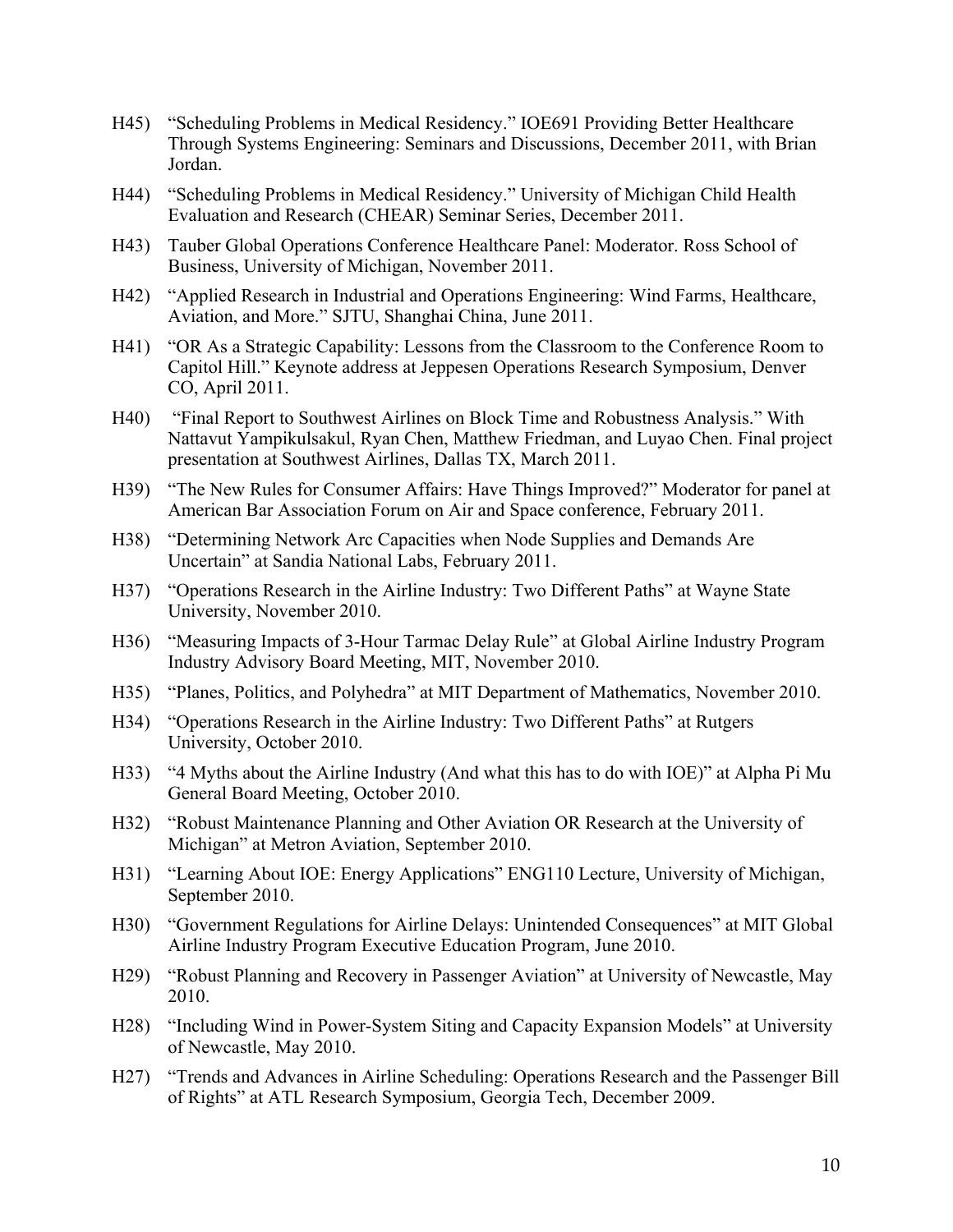H45) "Scheduling Problems in Medical Residency." IOE691 Providing Better Healthcare Through Systems Engineering: Seminars and Discussions, December 2011, with Brian Jordan.

H44) "Scheduling Problems in Medical Residency." University of Michigan Child Health Evaluation and Research (CHEAR) Seminar Series, December 2011.

H43) Tauber Global Operations Conference Healthcare Panel: Moderator. Ross School of Business, University of Michigan, November 2011.

H42) "Applied Research in Industrial and Operations Engineering: Wind Farms, Healthcare, Aviation, and More." SJTU, Shanghai China, June 2011.

H41) "OR As a Strategic Capability: Lessons from the Classroom to the Conference Room to Capitol Hill." Keynote address at Jeppesen Operations Research Symposium, Denver CO, April 2011.

H40) "Final Report to Southwest Airlines on Block Time and Robustness Analysis." With Nattavut Yampikulsakul, Ryan Chen, Matthew Friedman, and Luyao Chen. Final project presentation at Southwest Airlines, Dallas TX, March 2011.

H39) "The New Rules for Consumer Affairs: Have Things Improved?" Moderator for panel at American Bar Association Forum on Air and Space conference, February 2011.

H38) "Determining Network Arc Capacities when Node Supplies and Demands Are Uncertain" at Sandia National Labs, February 2011.

H37) "Operations Research in the Airline Industry: Two Different Paths" at Wayne State University, November 2010.

H36) "Measuring Impacts of 3-Hour Tarmac Delay Rule" at Global Airline Industry Program Industry Advisory Board Meeting, MIT, November 2010.

H35) "Planes, Politics, and Polyhedra" at MIT Department of Mathematics, November 2010.

H34) "Operations Research in the Airline Industry: Two Different Paths" at Rutgers University, October 2010.

H33) "4 Myths about the Airline Industry (And what this has to do with IOE)" at Alpha Pi Mu General Board Meeting, October 2010.

H32) "Robust Maintenance Planning and Other Aviation OR Research at the University of Michigan" at Metron Aviation, September 2010.

H31) "Learning About IOE: Energy Applications" ENG110 Lecture, University of Michigan, September 2010.

H30) "Government Regulations for Airline Delays: Unintended Consequences" at MIT Global Airline Industry Program Executive Education Program, June 2010.

H29) "Robust Planning and Recovery in Passenger Aviation" at University of Newcastle, May 2010.

H28) "Including Wind in Power-System Siting and Capacity Expansion Models" at University of Newcastle, May 2010.

H27) "Trends and Advances in Airline Scheduling: Operations Research and the Passenger Bill of Rights" at ATL Research Symposium, Georgia Tech, December 2009.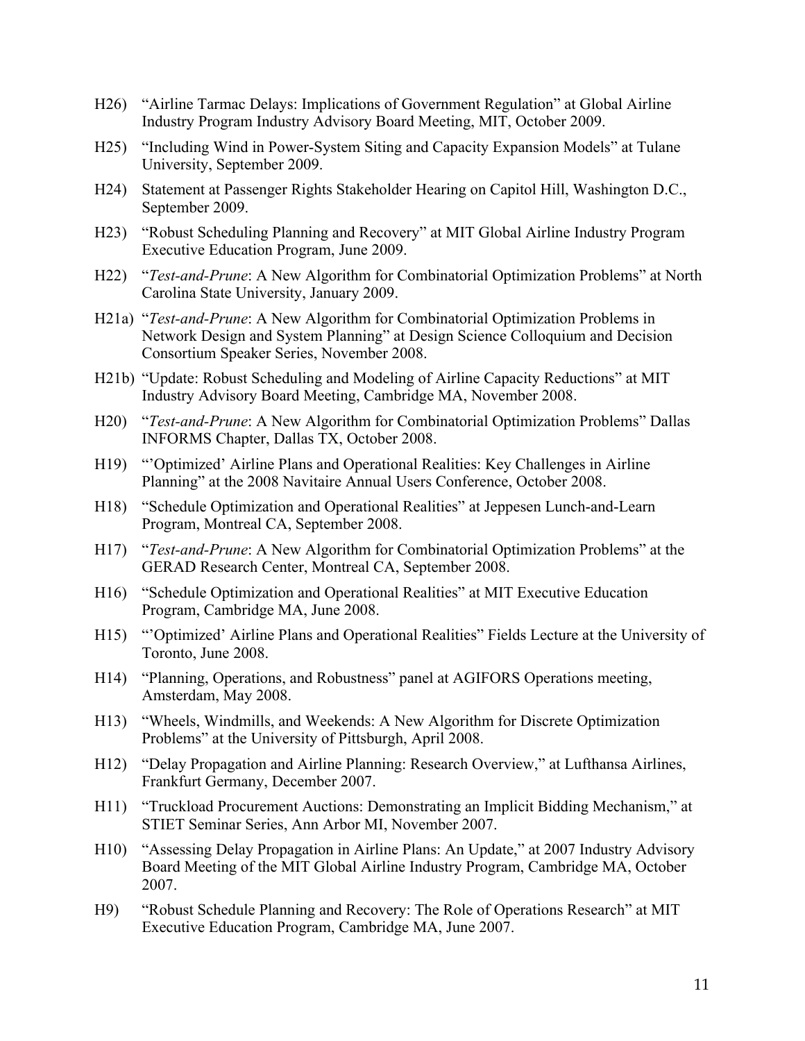H26) "Airline Tarmac Delays: Implications of Government Regulation" at Global Airline Industry Program Industry Advisory Board Meeting, MIT, October 2009.

H25) "Including Wind in Power-System Siting and Capacity Expansion Models" at Tulane University, September 2009.

H24) Statement at Passenger Rights Stakeholder Hearing on Capitol Hill, Washington D.C., September 2009.

H23) "Robust Scheduling Planning and Recovery" at MIT Global Airline Industry Program Executive Education Program, June 2009.

H22) "*Test-and-Prune*: A New Algorithm for Combinatorial Optimization Problems" at North Carolina State University, January 2009.

H21a) "*Test-and-Prune*: A New Algorithm for Combinatorial Optimization Problems in Network Design and System Planning" at Design Science Colloquium and Decision Consortium Speaker Series, November 2008.

H21b) "Update: Robust Scheduling and Modeling of Airline Capacity Reductions" at MIT Industry Advisory Board Meeting, Cambridge MA, November 2008.

H20) "*Test-and-Prune*: A New Algorithm for Combinatorial Optimization Problems" Dallas INFORMS Chapter, Dallas TX, October 2008.

H19) "'Optimized' Airline Plans and Operational Realities: Key Challenges in Airline Planning" at the 2008 Navitaire Annual Users Conference, October 2008.

H18) "Schedule Optimization and Operational Realities" at Jeppesen Lunch-and-Learn Program, Montreal CA, September 2008.

H17) "*Test-and-Prune*: A New Algorithm for Combinatorial Optimization Problems" at the GERAD Research Center, Montreal CA, September 2008.

H16) "Schedule Optimization and Operational Realities" at MIT Executive Education Program, Cambridge MA, June 2008.

H15) "'Optimized' Airline Plans and Operational Realities" Fields Lecture at the University of Toronto, June 2008.

H14) "Planning, Operations, and Robustness" panel at AGIFORS Operations meeting, Amsterdam, May 2008.

H13) "Wheels, Windmills, and Weekends: A New Algorithm for Discrete Optimization Problems" at the University of Pittsburgh, April 2008.

H12) "Delay Propagation and Airline Planning: Research Overview," at Lufthansa Airlines, Frankfurt Germany, December 2007.

H11) "Truckload Procurement Auctions: Demonstrating an Implicit Bidding Mechanism," at STIET Seminar Series, Ann Arbor MI, November 2007.

H10) "Assessing Delay Propagation in Airline Plans: An Update," at 2007 Industry Advisory Board Meeting of the MIT Global Airline Industry Program, Cambridge MA, October 2007.

H9) "Robust Schedule Planning and Recovery: The Role of Operations Research" at MIT Executive Education Program, Cambridge MA, June 2007.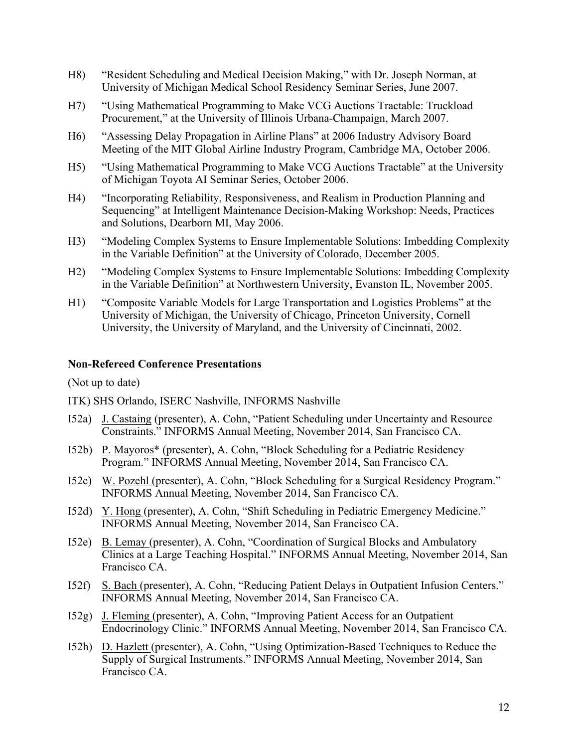H8) "Resident Scheduling and Medical Decision Making," with Dr. Joseph Norman, at University of Michigan Medical School Residency Seminar Series, June 2007.

H7) "Using Mathematical Programming to Make VCG Auctions Tractable: Truckload Procurement," at the University of Illinois Urbana-Champaign, March 2007.

H6) "Assessing Delay Propagation in Airline Plans" at 2006 Industry Advisory Board Meeting of the MIT Global Airline Industry Program, Cambridge MA, October 2006.

H5) "Using Mathematical Programming to Make VCG Auctions Tractable" at the University of Michigan Toyota AI Seminar Series, October 2006.

H4) "Incorporating Reliability, Responsiveness, and Realism in Production Planning and Sequencing" at Intelligent Maintenance Decision-Making Workshop: Needs, Practices and Solutions, Dearborn MI, May 2006.

H3) "Modeling Complex Systems to Ensure Implementable Solutions: Imbedding Complexity in the Variable Definition" at the University of Colorado, December 2005.

H2) "Modeling Complex Systems to Ensure Implementable Solutions: Imbedding Complexity in the Variable Definition" at Northwestern University, Evanston IL, November 2005.

H1) "Composite Variable Models for Large Transportation and Logistics Problems" at the University of Michigan, the University of Chicago, Princeton University, Cornell University, the University of Maryland, and the University of Cincinnati, 2002.

**Non-Refereed Conference Presentations**

(Not up to date)

ITK) SHS Orlando, ISERC Nashville, INFORMS Nashville

I52a) J. Castaing (presenter), A. Cohn, "Patient Scheduling under Uncertainty and Resource Constraints." INFORMS Annual Meeting, November 2014, San Francisco CA.

I52b) P. Mayoros* (presenter), A. Cohn, "Block Scheduling for a Pediatric Residency Program." INFORMS Annual Meeting, November 2014, San Francisco CA.

I52c) W. Pozehl (presenter), A. Cohn, "Block Scheduling for a Surgical Residency Program." INFORMS Annual Meeting, November 2014, San Francisco CA.

I52d) Y. Hong (presenter), A. Cohn, "Shift Scheduling in Pediatric Emergency Medicine." INFORMS Annual Meeting, November 2014, San Francisco CA.

I52e) B. Lemay (presenter), A. Cohn, "Coordination of Surgical Blocks and Ambulatory Clinics at a Large Teaching Hospital." INFORMS Annual Meeting, November 2014, San Francisco CA.

I52f) S. Bach (presenter), A. Cohn, "Reducing Patient Delays in Outpatient Infusion Centers." INFORMS Annual Meeting, November 2014, San Francisco CA.

I52g) J. Fleming (presenter), A. Cohn, "Improving Patient Access for an Outpatient Endocrinology Clinic." INFORMS Annual Meeting, November 2014, San Francisco CA.

I52h) D. Hazlett (presenter), A. Cohn, "Using Optimization-Based Techniques to Reduce the Supply of Surgical Instruments." INFORMS Annual Meeting, November 2014, San Francisco CA.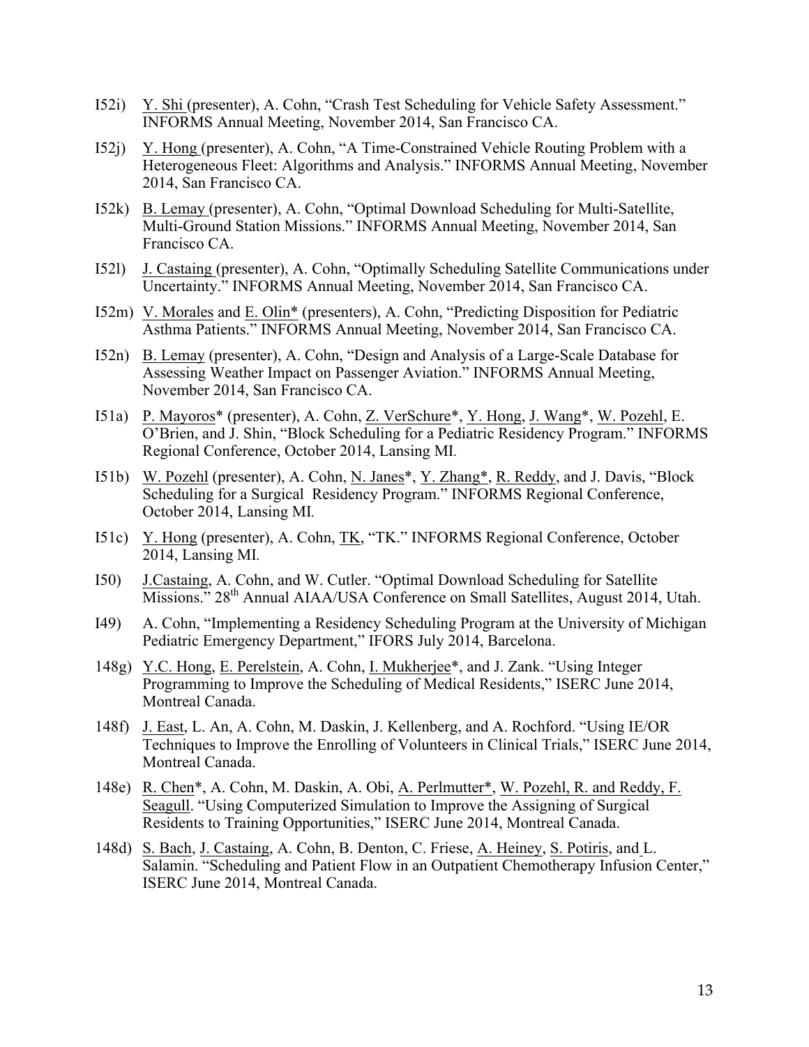I52i) Y. Shi (presenter), A. Cohn, "Crash Test Scheduling for Vehicle Safety Assessment." INFORMS Annual Meeting, November 2014, San Francisco CA.

I52j) Y. Hong (presenter), A. Cohn, "A Time-Constrained Vehicle Routing Problem with a Heterogeneous Fleet: Algorithms and Analysis." INFORMS Annual Meeting, November 2014, San Francisco CA.

I52k) B. Lemay (presenter), A. Cohn, "Optimal Download Scheduling for Multi-Satellite, Multi-Ground Station Missions." INFORMS Annual Meeting, November 2014, San Francisco CA.

I52l) J. Castaing (presenter), A. Cohn, "Optimally Scheduling Satellite Communications under Uncertainty." INFORMS Annual Meeting, November 2014, San Francisco CA.

I52m) V. Morales and E. Olin* (presenters), A. Cohn, "Predicting Disposition for Pediatric Asthma Patients." INFORMS Annual Meeting, November 2014, San Francisco CA.

I52n) B. Lemay (presenter), A. Cohn, "Design and Analysis of a Large-Scale Database for Assessing Weather Impact on Passenger Aviation." INFORMS Annual Meeting, November 2014, San Francisco CA.

I51a) P. Mayoros* (presenter), A. Cohn, Z. VerSchure*, Y. Hong, J. Wang*, W. Pozehl, E. O'Brien, and J. Shin, "Block Scheduling for a Pediatric Residency Program." INFORMS Regional Conference, October 2014, Lansing MI.

I51b) W. Pozehl (presenter), A. Cohn, N. Janes*, Y. Zhang*, R. Reddy, and J. Davis, "Block Scheduling for a Surgical Residency Program." INFORMS Regional Conference, October 2014, Lansing MI.

I51c) Y. Hong (presenter), A. Cohn, TK, "TK." INFORMS Regional Conference, October 2014, Lansing MI.

I50) J.Castaing, A. Cohn, and W. Cutler. "Optimal Download Scheduling for Satellite Missions." 28th Annual AIAA/USA Conference on Small Satellites, August 2014, Utah.

I49) A. Cohn, "Implementing a Residency Scheduling Program at the University of Michigan Pediatric Emergency Department," IFORS July 2014, Barcelona.

148g) Y.C. Hong, E. Perelstein, A. Cohn, I. Mukherjee*, and J. Zank. "Using Integer Programming to Improve the Scheduling of Medical Residents," ISERC June 2014, Montreal Canada.

148f) J. East, L. An, A. Cohn, M. Daskin, J. Kellenberg, and A. Rochford. "Using IE/OR Techniques to Improve the Enrolling of Volunteers in Clinical Trials," ISERC June 2014, Montreal Canada.

148e) R. Chen*, A. Cohn, M. Daskin, A. Obi, A. Perlmutter*, W. Pozehl, R. and Reddy, F. Seagull. "Using Computerized Simulation to Improve the Assigning of Surgical Residents to Training Opportunities," ISERC June 2014, Montreal Canada.

148d) S. Bach, J. Castaing, A. Cohn, B. Denton, C. Friese, A. Heiney, S. Potiris, and L. Salamin. "Scheduling and Patient Flow in an Outpatient Chemotherapy Infusion Center," ISERC June 2014, Montreal Canada.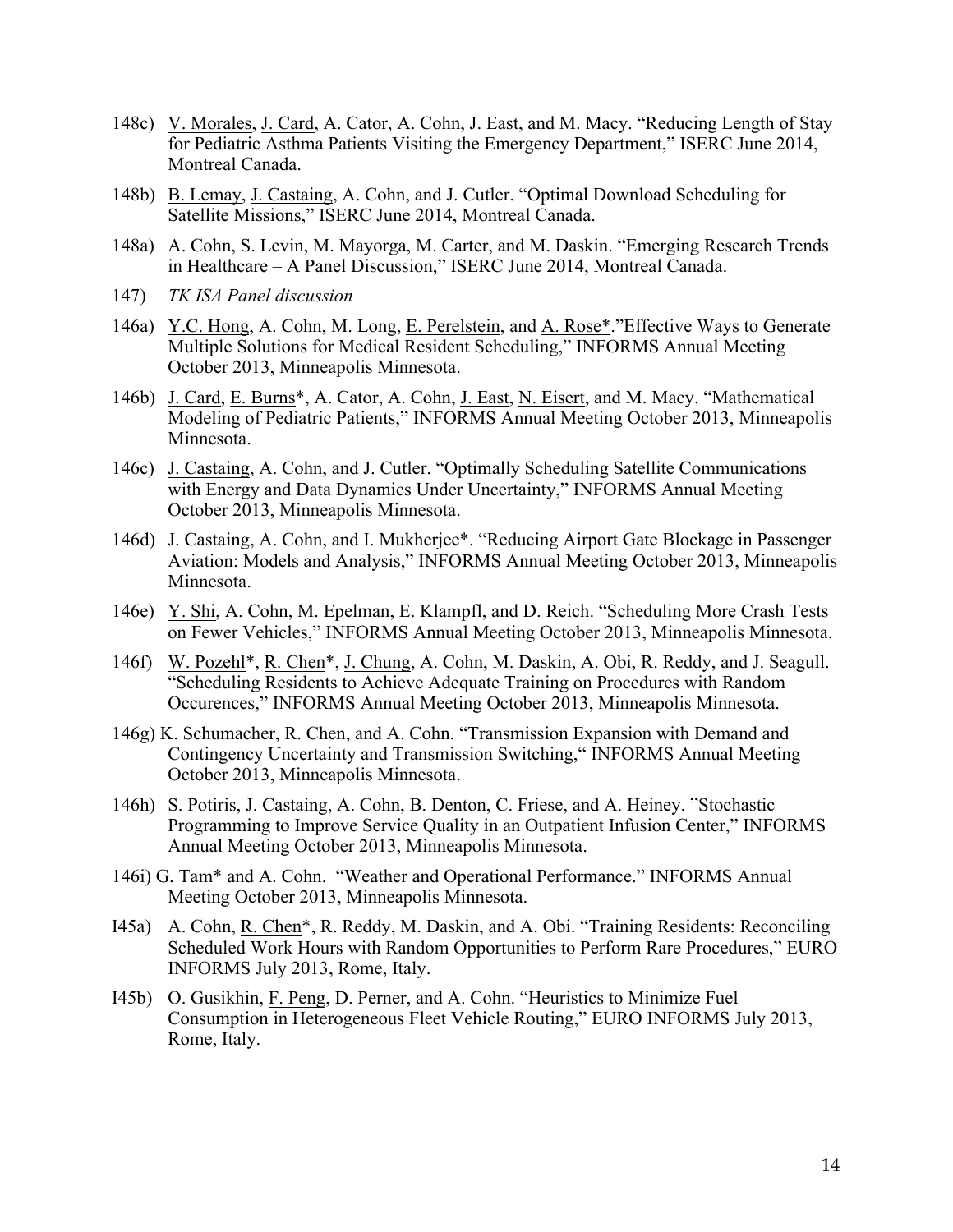148c) V. Morales, J. Card, A. Cator, A. Cohn, J. East, and M. Macy. "Reducing Length of Stay for Pediatric Asthma Patients Visiting the Emergency Department," ISERC June 2014, Montreal Canada.

148b) B. Lemay, J. Castaing, A. Cohn, and J. Cutler. "Optimal Download Scheduling for Satellite Missions," ISERC June 2014, Montreal Canada.

148a) A. Cohn, S. Levin, M. Mayorga, M. Carter, and M. Daskin. "Emerging Research Trends in Healthcare – A Panel Discussion," ISERC June 2014, Montreal Canada.

147) *TK ISA Panel discussion*

146a) Y.C. Hong, A. Cohn, M. Long, E. Perelstein, and A. Rose*."Effective Ways to Generate Multiple Solutions for Medical Resident Scheduling," INFORMS Annual Meeting October 2013, Minneapolis Minnesota.

146b) J. Card, E. Burns*, A. Cator, A. Cohn, J. East, N. Eisert, and M. Macy. "Mathematical Modeling of Pediatric Patients," INFORMS Annual Meeting October 2013, Minneapolis Minnesota.

146c) J. Castaing, A. Cohn, and J. Cutler. "Optimally Scheduling Satellite Communications with Energy and Data Dynamics Under Uncertainty," INFORMS Annual Meeting October 2013, Minneapolis Minnesota.

146d) J. Castaing, A. Cohn, and I. Mukherjee*. "Reducing Airport Gate Blockage in Passenger Aviation: Models and Analysis," INFORMS Annual Meeting October 2013, Minneapolis Minnesota.

146e) Y. Shi, A. Cohn, M. Epelman, E. Klampfl, and D. Reich. "Scheduling More Crash Tests on Fewer Vehicles," INFORMS Annual Meeting October 2013, Minneapolis Minnesota.

146f) W. Pozehl*, R. Chen*, J. Chung, A. Cohn, M. Daskin, A. Obi, R. Reddy, and J. Seagull. "Scheduling Residents to Achieve Adequate Training on Procedures with Random Occurences," INFORMS Annual Meeting October 2013, Minneapolis Minnesota.

146g) K. Schumacher, R. Chen, and A. Cohn. "Transmission Expansion with Demand and Contingency Uncertainty and Transmission Switching," INFORMS Annual Meeting October 2013, Minneapolis Minnesota.

146h) S. Potiris, J. Castaing, A. Cohn, B. Denton, C. Friese, and A. Heiney. "Stochastic Programming to Improve Service Quality in an Outpatient Infusion Center," INFORMS Annual Meeting October 2013, Minneapolis Minnesota.

146i) G. Tam* and A. Cohn. "Weather and Operational Performance." INFORMS Annual Meeting October 2013, Minneapolis Minnesota.

I45a) A. Cohn, R. Chen*, R. Reddy, M. Daskin, and A. Obi. "Training Residents: Reconciling Scheduled Work Hours with Random Opportunities to Perform Rare Procedures," EURO INFORMS July 2013, Rome, Italy.

I45b) O. Gusikhin, F. Peng, D. Perner, and A. Cohn. "Heuristics to Minimize Fuel Consumption in Heterogeneous Fleet Vehicle Routing," EURO INFORMS July 2013, Rome, Italy.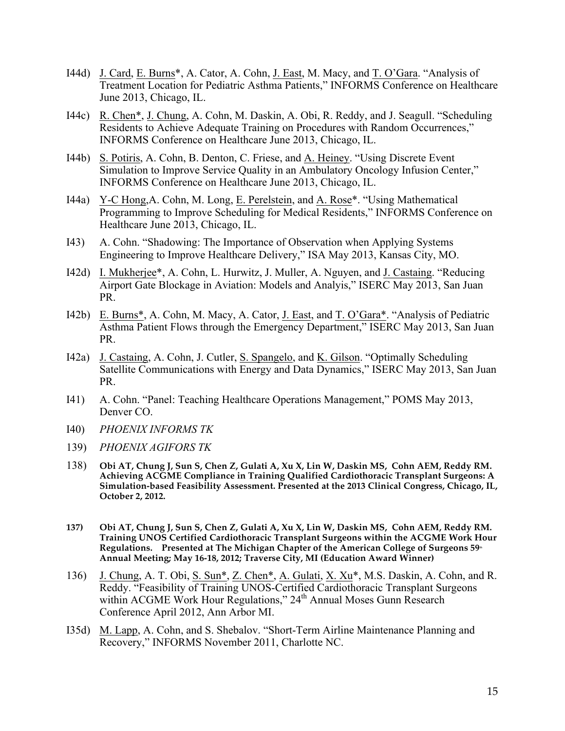I44d) <u>J. Card</u>, <u>E. Burns</u>*, A. Cator, A. Cohn, <u>J. East</u>, M. Macy, and <u>T. O'Gara</u>. "Analysis of Treatment Location for Pediatric Asthma Patients," INFORMS Conference on Healthcare June 2013, Chicago, IL.

I44c) <u>R. Chen*</u>, <u>J. Chung</u>, A. Cohn, M. Daskin, A. Obi, R. Reddy, and J. Seagull. "Scheduling Residents to Achieve Adequate Training on Procedures with Random Occurrences," INFORMS Conference on Healthcare June 2013, Chicago, IL.

I44b) <u>S. Potiris</u>, A. Cohn, B. Denton, C. Friese, and <u>A. Heiney</u>. "Using Discrete Event Simulation to Improve Service Quality in an Ambulatory Oncology Infusion Center," INFORMS Conference on Healthcare June 2013, Chicago, IL.

I44a) <u>Y-C Hong</u>,A. Cohn, M. Long, <u>E. Perelstein</u>, and <u>A. Rose</u>*. "Using Mathematical Programming to Improve Scheduling for Medical Residents," INFORMS Conference on Healthcare June 2013, Chicago, IL.

I43) A. Cohn. "Shadowing: The Importance of Observation when Applying Systems Engineering to Improve Healthcare Delivery," ISA May 2013, Kansas City, MO.

I42d) <u>I. Mukherjee</u>*, A. Cohn, L. Hurwitz, J. Muller, A. Nguyen, and <u>J. Castaing</u>. "Reducing Airport Gate Blockage in Aviation: Models and Analyis," ISERC May 2013, San Juan PR.

I42b) <u>E. Burns</u>*, A. Cohn, M. Macy, A. Cator, <u>J. East</u>, and <u>T. O'Gara*</u>. "Analysis of Pediatric Asthma Patient Flows through the Emergency Department," ISERC May 2013, San Juan PR.

I42a) <u>J. Castaing</u>, A. Cohn, J. Cutler, <u>S. Spangelo</u>, and <u>K. Gilson</u>. "Optimally Scheduling Satellite Communications with Energy and Data Dynamics," ISERC May 2013, San Juan PR.

I41) A. Cohn. "Panel: Teaching Healthcare Operations Management," POMS May 2013, Denver CO.

I40) *PHOENIX INFORMS TK*

139) *PHOENIX AGIFORS TK*

138) **Obi AT, Chung J, Sun S, Chen Z, Gulati A, Xu X, Lin W, Daskin MS, Cohn AEM, Reddy RM. Achieving ACGME Compliance in Training Qualified Cardiothoracic Transplant Surgeons: A Simulation-based Feasibility Assessment. Presented at the 2013 Clinical Congress, Chicago, IL, October 2, 2012.**

137) **Obi AT, Chung J, Sun S, Chen Z, Gulati A, Xu X, Lin W, Daskin MS, Cohn AEM, Reddy RM. Training UNOS Certified Cardiothoracic Transplant Surgeons within the ACGME Work Hour Regulations. Presented at The Michigan Chapter of the American College of Surgeons 59th Annual Meeting; May 16-18, 2012; Traverse City, MI (Education Award Winner)**

136) <u>J. Chung</u>, A. T. Obi, <u>S. Sun*</u>, <u>Z. Chen*</u>, <u>A. Gulati</u>, <u>X. Xu</u>*, M.S. Daskin, A. Cohn, and R. Reddy. "Feasibility of Training UNOS-Certified Cardiothoracic Transplant Surgeons within ACGME Work Hour Regulations," 24th Annual Moses Gunn Research Conference April 2012, Ann Arbor MI.

I35d) <u>M. Lapp</u>, A. Cohn, and S. Shebalov. "Short-Term Airline Maintenance Planning and Recovery," INFORMS November 2011, Charlotte NC.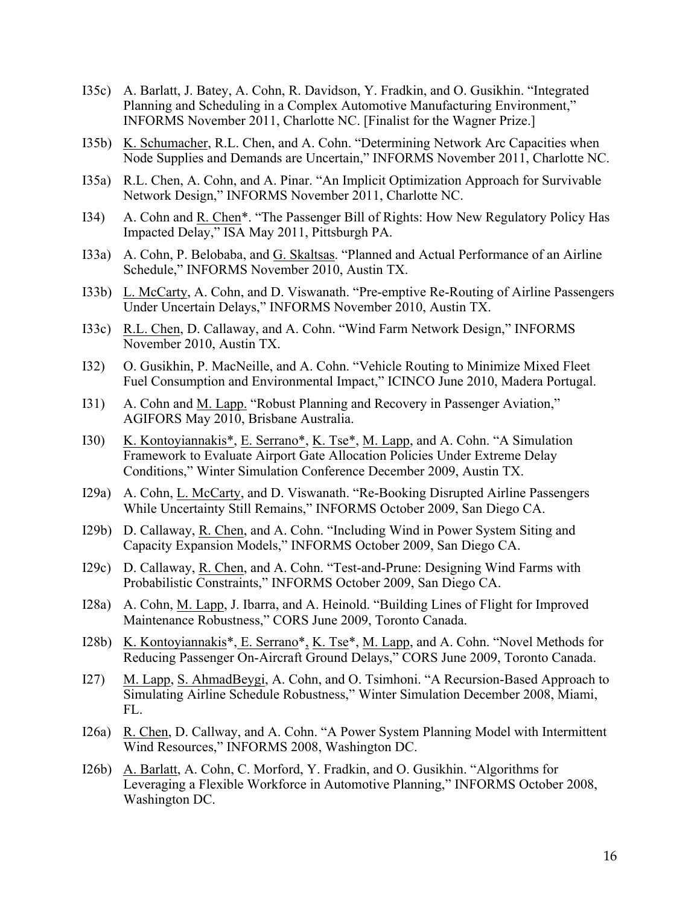I35c) A. Barlatt, J. Batey, A. Cohn, R. Davidson, Y. Fradkin, and O. Gusikhin. "Integrated Planning and Scheduling in a Complex Automotive Manufacturing Environment," INFORMS November 2011, Charlotte NC. [Finalist for the Wagner Prize.]

I35b) K. Schumacher, R.L. Chen, and A. Cohn. "Determining Network Arc Capacities when Node Supplies and Demands are Uncertain," INFORMS November 2011, Charlotte NC.

I35a) R.L. Chen, A. Cohn, and A. Pinar. "An Implicit Optimization Approach for Survivable Network Design," INFORMS November 2011, Charlotte NC.

I34) A. Cohn and R. Chen*. "The Passenger Bill of Rights: How New Regulatory Policy Has Impacted Delay," ISA May 2011, Pittsburgh PA.

I33a) A. Cohn, P. Belobaba, and G. Skaltsas. "Planned and Actual Performance of an Airline Schedule," INFORMS November 2010, Austin TX.

I33b) L. McCarty, A. Cohn, and D. Viswanath. "Pre-emptive Re-Routing of Airline Passengers Under Uncertain Delays," INFORMS November 2010, Austin TX.

I33c) R.L. Chen, D. Callaway, and A. Cohn. "Wind Farm Network Design," INFORMS November 2010, Austin TX.

I32) O. Gusikhin, P. MacNeille, and A. Cohn. "Vehicle Routing to Minimize Mixed Fleet Fuel Consumption and Environmental Impact," ICINCO June 2010, Madera Portugal.

I31) A. Cohn and M. Lapp. "Robust Planning and Recovery in Passenger Aviation," AGIFORS May 2010, Brisbane Australia.

I30) K. Kontoyiannakis*, E. Serrano*, K. Tse*, M. Lapp, and A. Cohn. "A Simulation Framework to Evaluate Airport Gate Allocation Policies Under Extreme Delay Conditions," Winter Simulation Conference December 2009, Austin TX.

I29a) A. Cohn, L. McCarty, and D. Viswanath. "Re-Booking Disrupted Airline Passengers While Uncertainty Still Remains," INFORMS October 2009, San Diego CA.

I29b) D. Callaway, R. Chen, and A. Cohn. "Including Wind in Power System Siting and Capacity Expansion Models," INFORMS October 2009, San Diego CA.

I29c) D. Callaway, R. Chen, and A. Cohn. "Test-and-Prune: Designing Wind Farms with Probabilistic Constraints," INFORMS October 2009, San Diego CA.

I28a) A. Cohn, M. Lapp, J. Ibarra, and A. Heinold. "Building Lines of Flight for Improved Maintenance Robustness," CORS June 2009, Toronto Canada.

I28b) K. Kontoyiannakis*, E. Serrano*, K. Tse*, M. Lapp, and A. Cohn. "Novel Methods for Reducing Passenger On-Aircraft Ground Delays," CORS June 2009, Toronto Canada.

I27) M. Lapp, S. AhmadBeygi, A. Cohn, and O. Tsimhoni. "A Recursion-Based Approach to Simulating Airline Schedule Robustness," Winter Simulation December 2008, Miami, FL.

I26a) R. Chen, D. Callway, and A. Cohn. "A Power System Planning Model with Intermittent Wind Resources," INFORMS 2008, Washington DC.

I26b) A. Barlatt, A. Cohn, C. Morford, Y. Fradkin, and O. Gusikhin. "Algorithms for Leveraging a Flexible Workforce in Automotive Planning," INFORMS October 2008, Washington DC.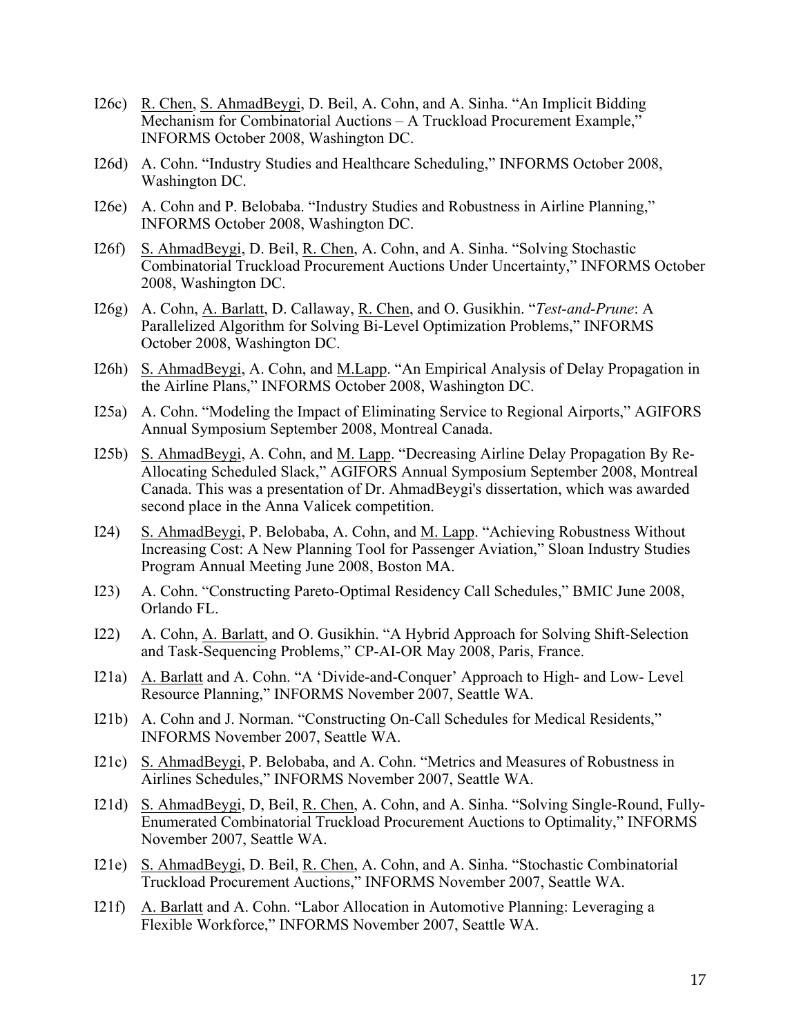I26c) R. Chen, S. AhmadBeygi, D. Beil, A. Cohn, and A. Sinha. "An Implicit Bidding Mechanism for Combinatorial Auctions – A Truckload Procurement Example," INFORMS October 2008, Washington DC.

I26d) A. Cohn. "Industry Studies and Healthcare Scheduling," INFORMS October 2008, Washington DC.

I26e) A. Cohn and P. Belobaba. "Industry Studies and Robustness in Airline Planning," INFORMS October 2008, Washington DC.

I26f) S. AhmadBeygi, D. Beil, R. Chen, A. Cohn, and A. Sinha. "Solving Stochastic Combinatorial Truckload Procurement Auctions Under Uncertainty," INFORMS October 2008, Washington DC.

I26g) A. Cohn, A. Barlatt, D. Callaway, R. Chen, and O. Gusikhin. "*Test-and-Prune*: A Parallelized Algorithm for Solving Bi-Level Optimization Problems," INFORMS October 2008, Washington DC.

I26h) S. AhmadBeygi, A. Cohn, and M.Lapp. "An Empirical Analysis of Delay Propagation in the Airline Plans," INFORMS October 2008, Washington DC.

I25a) A. Cohn. "Modeling the Impact of Eliminating Service to Regional Airports," AGIFORS Annual Symposium September 2008, Montreal Canada.

I25b) S. AhmadBeygi, A. Cohn, and M. Lapp. "Decreasing Airline Delay Propagation By Re-Allocating Scheduled Slack," AGIFORS Annual Symposium September 2008, Montreal Canada. This was a presentation of Dr. AhmadBeygi's dissertation, which was awarded second place in the Anna Valicek competition.

I24) S. AhmadBeygi, P. Belobaba, A. Cohn, and M. Lapp. "Achieving Robustness Without Increasing Cost: A New Planning Tool for Passenger Aviation," Sloan Industry Studies Program Annual Meeting June 2008, Boston MA.

I23) A. Cohn. "Constructing Pareto-Optimal Residency Call Schedules," BMIC June 2008, Orlando FL.

I22) A. Cohn, A. Barlatt, and O. Gusikhin. "A Hybrid Approach for Solving Shift-Selection and Task-Sequencing Problems," CP-AI-OR May 2008, Paris, France.

I21a) A. Barlatt and A. Cohn. "A 'Divide-and-Conquer' Approach to High- and Low- Level Resource Planning," INFORMS November 2007, Seattle WA.

I21b) A. Cohn and J. Norman. "Constructing On-Call Schedules for Medical Residents," INFORMS November 2007, Seattle WA.

I21c) S. AhmadBeygi, P. Belobaba, and A. Cohn. "Metrics and Measures of Robustness in Airlines Schedules," INFORMS November 2007, Seattle WA.

I21d) S. AhmadBeygi, D, Beil, R. Chen, A. Cohn, and A. Sinha. "Solving Single-Round, Fully-Enumerated Combinatorial Truckload Procurement Auctions to Optimality," INFORMS November 2007, Seattle WA.

I21e) S. AhmadBeygi, D. Beil, R. Chen, A. Cohn, and A. Sinha. "Stochastic Combinatorial Truckload Procurement Auctions," INFORMS November 2007, Seattle WA.

I21f) A. Barlatt and A. Cohn. "Labor Allocation in Automotive Planning: Leveraging a Flexible Workforce," INFORMS November 2007, Seattle WA.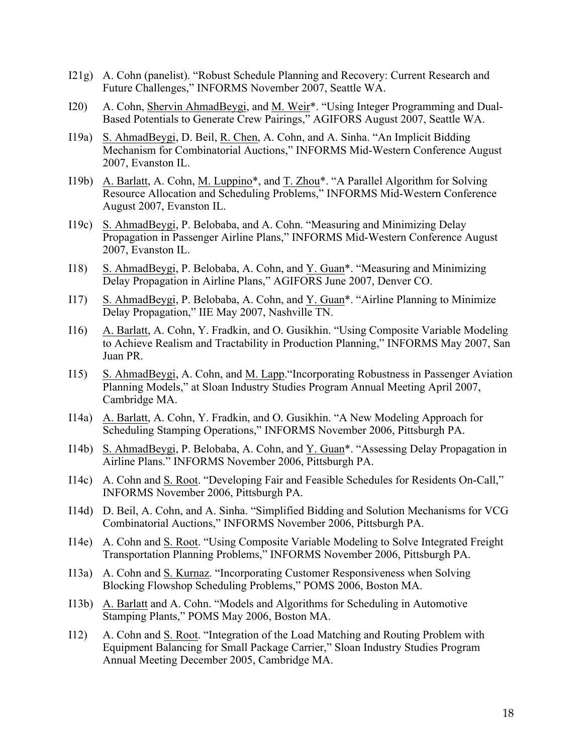I21g) A. Cohn (panelist). "Robust Schedule Planning and Recovery: Current Research and Future Challenges," INFORMS November 2007, Seattle WA.

I20) A. Cohn, Shervin AhmadBeygi, and M. Weir*. "Using Integer Programming and Dual-Based Potentials to Generate Crew Pairings," AGIFORS August 2007, Seattle WA.

I19a) S. AhmadBeygi, D. Beil, R. Chen, A. Cohn, and A. Sinha. "An Implicit Bidding Mechanism for Combinatorial Auctions," INFORMS Mid-Western Conference August 2007, Evanston IL.

I19b) A. Barlatt, A. Cohn, M. Luppino*, and T. Zhou*. "A Parallel Algorithm for Solving Resource Allocation and Scheduling Problems," INFORMS Mid-Western Conference August 2007, Evanston IL.

I19c) S. AhmadBeygi, P. Belobaba, and A. Cohn. "Measuring and Minimizing Delay Propagation in Passenger Airline Plans," INFORMS Mid-Western Conference August 2007, Evanston IL.

I18) S. AhmadBeygi, P. Belobaba, A. Cohn, and Y. Guan*. "Measuring and Minimizing Delay Propagation in Airline Plans," AGIFORS June 2007, Denver CO.

I17) S. AhmadBeygi, P. Belobaba, A. Cohn, and Y. Guan*. "Airline Planning to Minimize Delay Propagation," IIE May 2007, Nashville TN.

I16) A. Barlatt, A. Cohn, Y. Fradkin, and O. Gusikhin. "Using Composite Variable Modeling to Achieve Realism and Tractability in Production Planning," INFORMS May 2007, San Juan PR.

I15) S. AhmadBeygi, A. Cohn, and M. Lapp."Incorporating Robustness in Passenger Aviation Planning Models," at Sloan Industry Studies Program Annual Meeting April 2007, Cambridge MA.

I14a) A. Barlatt, A. Cohn, Y. Fradkin, and O. Gusikhin. "A New Modeling Approach for Scheduling Stamping Operations," INFORMS November 2006, Pittsburgh PA.

I14b) S. AhmadBeygi, P. Belobaba, A. Cohn, and Y. Guan*. "Assessing Delay Propagation in Airline Plans." INFORMS November 2006, Pittsburgh PA.

I14c) A. Cohn and S. Root. "Developing Fair and Feasible Schedules for Residents On-Call," INFORMS November 2006, Pittsburgh PA.

I14d) D. Beil, A. Cohn, and A. Sinha. "Simplified Bidding and Solution Mechanisms for VCG Combinatorial Auctions," INFORMS November 2006, Pittsburgh PA.

I14e) A. Cohn and S. Root. "Using Composite Variable Modeling to Solve Integrated Freight Transportation Planning Problems," INFORMS November 2006, Pittsburgh PA.

I13a) A. Cohn and S. Kurnaz. "Incorporating Customer Responsiveness when Solving Blocking Flowshop Scheduling Problems," POMS 2006, Boston MA.

I13b) A. Barlatt and A. Cohn. "Models and Algorithms for Scheduling in Automotive Stamping Plants," POMS May 2006, Boston MA.

I12) A. Cohn and S. Root. "Integration of the Load Matching and Routing Problem with Equipment Balancing for Small Package Carrier," Sloan Industry Studies Program Annual Meeting December 2005, Cambridge MA.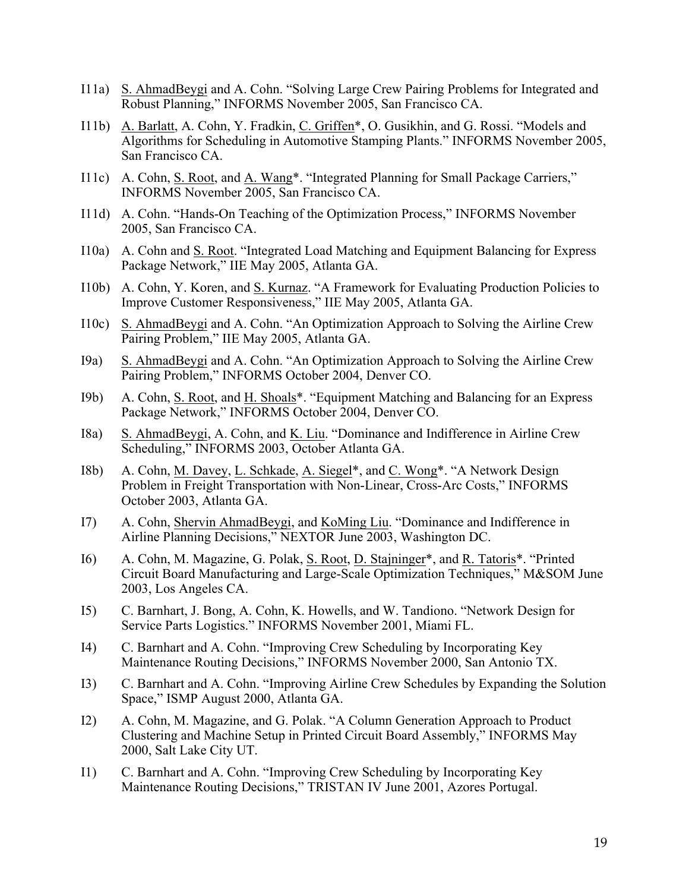I11a) S. AhmadBeygi and A. Cohn. "Solving Large Crew Pairing Problems for Integrated and Robust Planning," INFORMS November 2005, San Francisco CA.

I11b) A. Barlatt, A. Cohn, Y. Fradkin, C. Griffen*, O. Gusikhin, and G. Rossi. "Models and Algorithms for Scheduling in Automotive Stamping Plants." INFORMS November 2005, San Francisco CA.

I11c) A. Cohn, S. Root, and A. Wang*. "Integrated Planning for Small Package Carriers," INFORMS November 2005, San Francisco CA.

I11d) A. Cohn. "Hands-On Teaching of the Optimization Process," INFORMS November 2005, San Francisco CA.

I10a) A. Cohn and S. Root. "Integrated Load Matching and Equipment Balancing for Express Package Network," IIE May 2005, Atlanta GA.

I10b) A. Cohn, Y. Koren, and S. Kurnaz. "A Framework for Evaluating Production Policies to Improve Customer Responsiveness," IIE May 2005, Atlanta GA.

I10c) S. AhmadBeygi and A. Cohn. "An Optimization Approach to Solving the Airline Crew Pairing Problem," IIE May 2005, Atlanta GA.

I9a) S. AhmadBeygi and A. Cohn. "An Optimization Approach to Solving the Airline Crew Pairing Problem," INFORMS October 2004, Denver CO.

I9b) A. Cohn, S. Root, and H. Shoals*. "Equipment Matching and Balancing for an Express Package Network," INFORMS October 2004, Denver CO.

I8a) S. AhmadBeygi, A. Cohn, and K. Liu. "Dominance and Indifference in Airline Crew Scheduling," INFORMS 2003, October Atlanta GA.

I8b) A. Cohn, M. Davey, L. Schkade, A. Siegel*, and C. Wong*. "A Network Design Problem in Freight Transportation with Non-Linear, Cross-Arc Costs," INFORMS October 2003, Atlanta GA.

I7) A. Cohn, Shervin AhmadBeygi, and KoMing Liu. "Dominance and Indifference in Airline Planning Decisions," NEXTOR June 2003, Washington DC.

I6) A. Cohn, M. Magazine, G. Polak, S. Root, D. Stajninger*, and R. Tatoris*. "Printed Circuit Board Manufacturing and Large-Scale Optimization Techniques," M&SOM June 2003, Los Angeles CA.

I5) C. Barnhart, J. Bong, A. Cohn, K. Howells, and W. Tandiono. "Network Design for Service Parts Logistics." INFORMS November 2001, Miami FL.

I4) C. Barnhart and A. Cohn. "Improving Crew Scheduling by Incorporating Key Maintenance Routing Decisions," INFORMS November 2000, San Antonio TX.

I3) C. Barnhart and A. Cohn. "Improving Airline Crew Schedules by Expanding the Solution Space," ISMP August 2000, Atlanta GA.

I2) A. Cohn, M. Magazine, and G. Polak. "A Column Generation Approach to Product Clustering and Machine Setup in Printed Circuit Board Assembly," INFORMS May 2000, Salt Lake City UT.

I1) C. Barnhart and A. Cohn. "Improving Crew Scheduling by Incorporating Key Maintenance Routing Decisions," TRISTAN IV June 2001, Azores Portugal.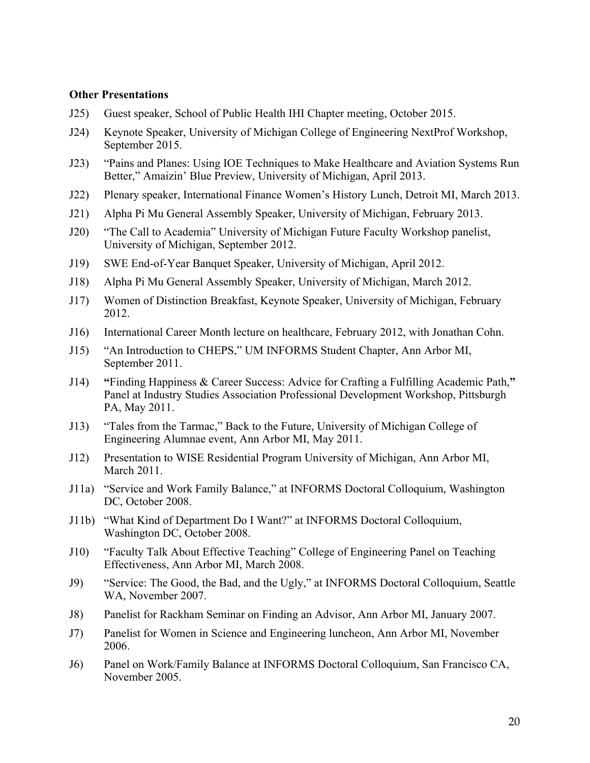**Other Presentations**

J25) Guest speaker, School of Public Health IHI Chapter meeting, October 2015.

J24) Keynote Speaker, University of Michigan College of Engineering NextProf Workshop, September 2015.

J23) "Pains and Planes: Using IOE Techniques to Make Healthcare and Aviation Systems Run Better," Amaizin' Blue Preview, University of Michigan, April 2013.

J22) Plenary speaker, International Finance Women's History Lunch, Detroit MI, March 2013.

J21) Alpha Pi Mu General Assembly Speaker, University of Michigan, February 2013.

J20) "The Call to Academia" University of Michigan Future Faculty Workshop panelist, University of Michigan, September 2012.

J19) SWE End-of-Year Banquet Speaker, University of Michigan, April 2012.

J18) Alpha Pi Mu General Assembly Speaker, University of Michigan, March 2012.

J17) Women of Distinction Breakfast, Keynote Speaker, University of Michigan, February 2012.

J16) International Career Month lecture on healthcare, February 2012, with Jonathan Cohn.

J15) "An Introduction to CHEPS," UM INFORMS Student Chapter, Ann Arbor MI, September 2011.

J14) **"**Finding Happiness & Career Success: Advice for Crafting a Fulfilling Academic Path,**"** Panel at Industry Studies Association Professional Development Workshop, Pittsburgh PA, May 2011.

J13) "Tales from the Tarmac," Back to the Future, University of Michigan College of Engineering Alumnae event, Ann Arbor MI, May 2011.

J12) Presentation to WISE Residential Program University of Michigan, Ann Arbor MI, March 2011.

J11a) "Service and Work Family Balance," at INFORMS Doctoral Colloquium, Washington DC, October 2008.

J11b) "What Kind of Department Do I Want?" at INFORMS Doctoral Colloquium, Washington DC, October 2008.

J10) "Faculty Talk About Effective Teaching" College of Engineering Panel on Teaching Effectiveness, Ann Arbor MI, March 2008.

J9) "Service: The Good, the Bad, and the Ugly," at INFORMS Doctoral Colloquium, Seattle WA, November 2007.

J8) Panelist for Rackham Seminar on Finding an Advisor, Ann Arbor MI, January 2007.

J7) Panelist for Women in Science and Engineering luncheon, Ann Arbor MI, November 2006.

J6) Panel on Work/Family Balance at INFORMS Doctoral Colloquium, San Francisco CA, November 2005.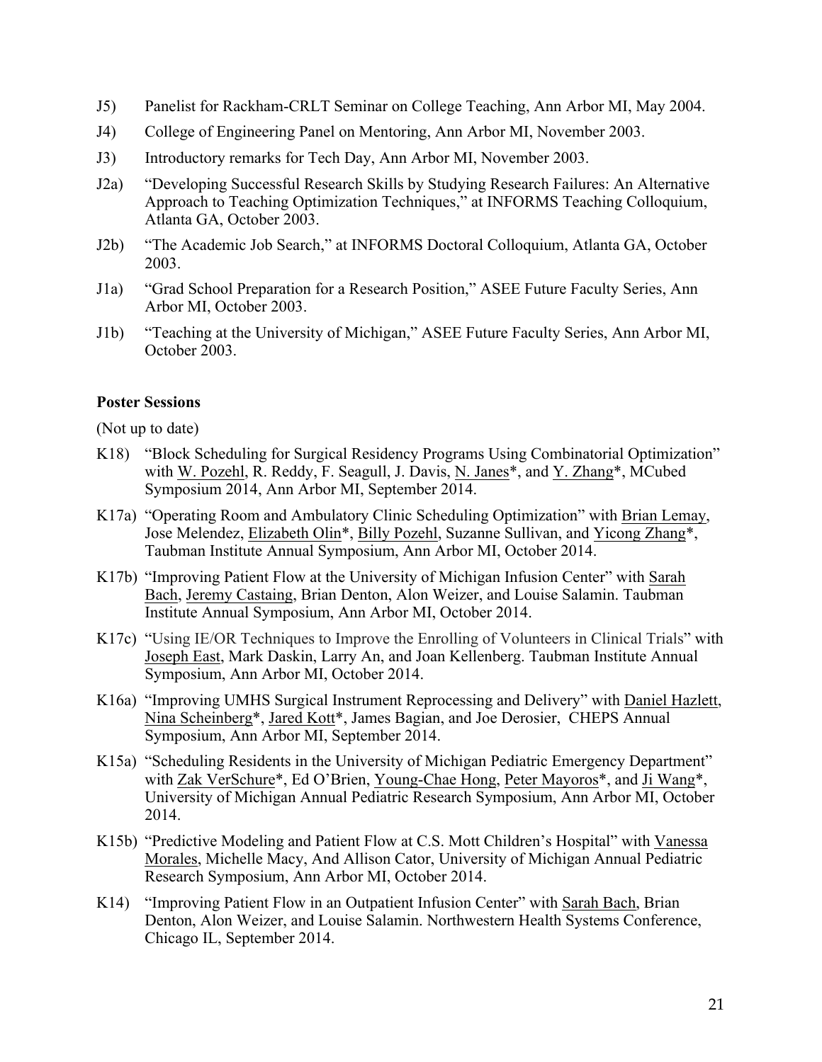J5) Panelist for Rackham-CRLT Seminar on College Teaching, Ann Arbor MI, May 2004.

J4) College of Engineering Panel on Mentoring, Ann Arbor MI, November 2003.

J3) Introductory remarks for Tech Day, Ann Arbor MI, November 2003.

J2a) "Developing Successful Research Skills by Studying Research Failures: An Alternative Approach to Teaching Optimization Techniques," at INFORMS Teaching Colloquium, Atlanta GA, October 2003.

J2b) "The Academic Job Search," at INFORMS Doctoral Colloquium, Atlanta GA, October 2003.

J1a) "Grad School Preparation for a Research Position," ASEE Future Faculty Series, Ann Arbor MI, October 2003.

J1b) "Teaching at the University of Michigan," ASEE Future Faculty Series, Ann Arbor MI, October 2003.

**Poster Sessions**

(Not up to date)

K18) "Block Scheduling for Surgical Residency Programs Using Combinatorial Optimization" with W. Pozehl, R. Reddy, F. Seagull, J. Davis, N. Janes*, and Y. Zhang*, MCubed Symposium 2014, Ann Arbor MI, September 2014.

K17a) "Operating Room and Ambulatory Clinic Scheduling Optimization" with Brian Lemay, Jose Melendez, Elizabeth Olin*, Billy Pozehl, Suzanne Sullivan, and Yicong Zhang*, Taubman Institute Annual Symposium, Ann Arbor MI, October 2014.

K17b) "Improving Patient Flow at the University of Michigan Infusion Center" with Sarah Bach, Jeremy Castaing, Brian Denton, Alon Weizer, and Louise Salamin. Taubman Institute Annual Symposium, Ann Arbor MI, October 2014.

K17c) "Using IE/OR Techniques to Improve the Enrolling of Volunteers in Clinical Trials" with Joseph East, Mark Daskin, Larry An, and Joan Kellenberg. Taubman Institute Annual Symposium, Ann Arbor MI, October 2014.

K16a) "Improving UMHS Surgical Instrument Reprocessing and Delivery" with Daniel Hazlett, Nina Scheinberg*, Jared Kott*, James Bagian, and Joe Derosier, CHEPS Annual Symposium, Ann Arbor MI, September 2014.

K15a) "Scheduling Residents in the University of Michigan Pediatric Emergency Department" with Zak VerSchure*, Ed O'Brien, Young-Chae Hong, Peter Mayoros*, and Ji Wang*, University of Michigan Annual Pediatric Research Symposium, Ann Arbor MI, October 2014.

K15b) "Predictive Modeling and Patient Flow at C.S. Mott Children's Hospital" with Vanessa Morales, Michelle Macy, And Allison Cator, University of Michigan Annual Pediatric Research Symposium, Ann Arbor MI, October 2014.

K14) "Improving Patient Flow in an Outpatient Infusion Center" with Sarah Bach, Brian Denton, Alon Weizer, and Louise Salamin. Northwestern Health Systems Conference, Chicago IL, September 2014.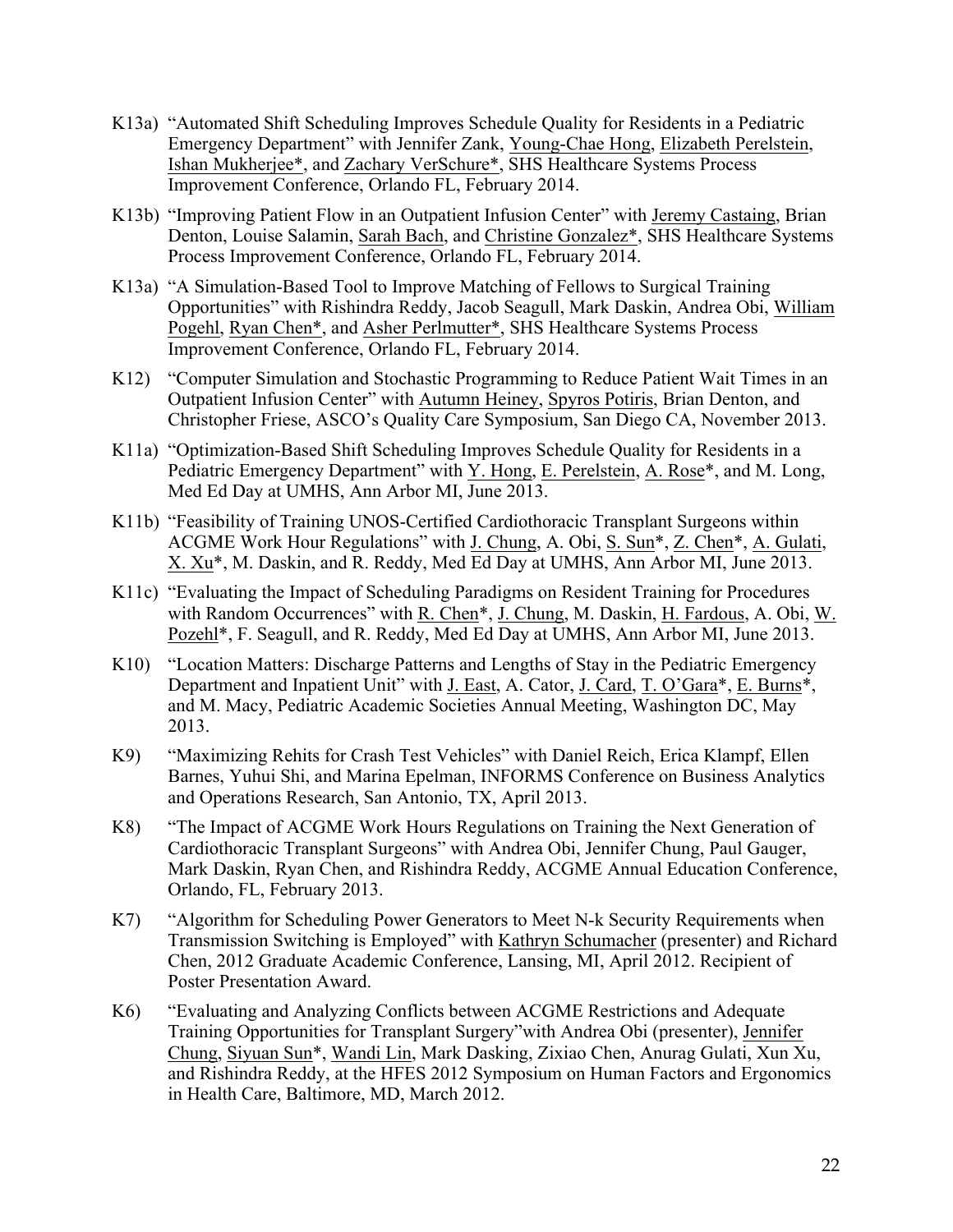K13a) "Automated Shift Scheduling Improves Schedule Quality for Residents in a Pediatric Emergency Department" with Jennifer Zank, <u>Young-Chae Hong</u>, <u>Elizabeth Perelstein</u>, <u>Ishan Mukherjee</u>*, and <u>Zachary VerSchure</u>*, SHS Healthcare Systems Process Improvement Conference, Orlando FL, February 2014.

K13b) "Improving Patient Flow in an Outpatient Infusion Center" with <u>Jeremy Castaing</u>, Brian Denton, Louise Salamin, <u>Sarah Bach</u>, and <u>Christine Gonzalez</u>*, SHS Healthcare Systems Process Improvement Conference, Orlando FL, February 2014.

K13a) "A Simulation-Based Tool to Improve Matching of Fellows to Surgical Training Opportunities" with Rishindra Reddy, Jacob Seagull, Mark Daskin, Andrea Obi, <u>William Pogehl</u>, <u>Ryan Chen</u>*, and <u>Asher Perlmutter</u>*, SHS Healthcare Systems Process Improvement Conference, Orlando FL, February 2014.

K12) "Computer Simulation and Stochastic Programming to Reduce Patient Wait Times in an Outpatient Infusion Center" with <u>Autumn Heiney</u>, <u>Spyros Potiris</u>, Brian Denton, and Christopher Friese, ASCO's Quality Care Symposium, San Diego CA, November 2013.

K11a) "Optimization-Based Shift Scheduling Improves Schedule Quality for Residents in a Pediatric Emergency Department" with <u>Y. Hong</u>, <u>E. Perelstein</u>, <u>A. Rose</u>*, and M. Long, Med Ed Day at UMHS, Ann Arbor MI, June 2013.

K11b) "Feasibility of Training UNOS-Certified Cardiothoracic Transplant Surgeons within ACGME Work Hour Regulations" with <u>J. Chung</u>, A. Obi, <u>S. Sun</u>*, <u>Z. Chen</u>*, <u>A. Gulati</u>, <u>X. Xu</u>*, M. Daskin, and R. Reddy, Med Ed Day at UMHS, Ann Arbor MI, June 2013.

K11c) "Evaluating the Impact of Scheduling Paradigms on Resident Training for Procedures with Random Occurrences" with <u>R. Chen</u>*, <u>J. Chung</u>, M. Daskin, <u>H. Fardous</u>, A. Obi, <u>W. Pozehl</u>*, F. Seagull, and R. Reddy, Med Ed Day at UMHS, Ann Arbor MI, June 2013.

K10) "Location Matters: Discharge Patterns and Lengths of Stay in the Pediatric Emergency Department and Inpatient Unit" with <u>J. East</u>, A. Cator, <u>J. Card</u>, <u>T. O'Gara</u>*, <u>E. Burns</u>*, and M. Macy, Pediatric Academic Societies Annual Meeting, Washington DC, May 2013.

K9) "Maximizing Rehits for Crash Test Vehicles" with Daniel Reich, Erica Klampf, Ellen Barnes, Yuhui Shi, and Marina Epelman, INFORMS Conference on Business Analytics and Operations Research, San Antonio, TX, April 2013.

K8) "The Impact of ACGME Work Hours Regulations on Training the Next Generation of Cardiothoracic Transplant Surgeons" with Andrea Obi, Jennifer Chung, Paul Gauger, Mark Daskin, Ryan Chen, and Rishindra Reddy, ACGME Annual Education Conference, Orlando, FL, February 2013.

K7) "Algorithm for Scheduling Power Generators to Meet N-k Security Requirements when Transmission Switching is Employed" with <u>Kathryn Schumacher</u> (presenter) and Richard Chen, 2012 Graduate Academic Conference, Lansing, MI, April 2012. Recipient of Poster Presentation Award.

K6) "Evaluating and Analyzing Conflicts between ACGME Restrictions and Adequate Training Opportunities for Transplant Surgery"with Andrea Obi (presenter), <u>Jennifer Chung</u>, <u>Siyuan Sun</u>*, <u>Wandi Lin</u>, Mark Dasking, Zixiao Chen, Anurag Gulati, Xun Xu, and Rishindra Reddy, at the HFES 2012 Symposium on Human Factors and Ergonomics in Health Care, Baltimore, MD, March 2012.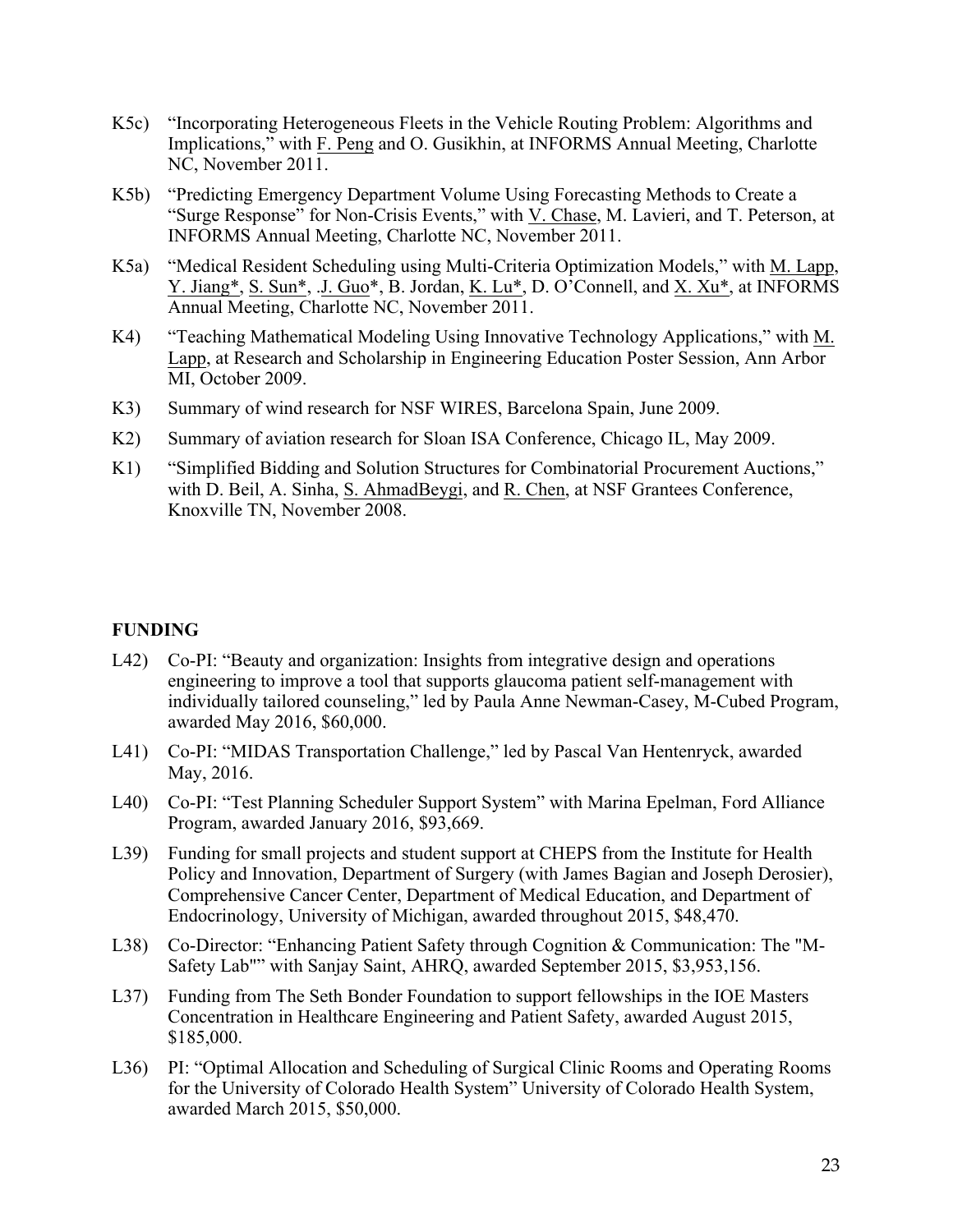K5c) "Incorporating Heterogeneous Fleets in the Vehicle Routing Problem: Algorithms and Implications," with F. Peng and O. Gusikhin, at INFORMS Annual Meeting, Charlotte NC, November 2011.

K5b) "Predicting Emergency Department Volume Using Forecasting Methods to Create a "Surge Response" for Non-Crisis Events," with V. Chase, M. Lavieri, and T. Peterson, at INFORMS Annual Meeting, Charlotte NC, November 2011.

K5a) "Medical Resident Scheduling using Multi-Criteria Optimization Models," with M. Lapp, Y. Jiang*, S. Sun*, .J. Guo*, B. Jordan, K. Lu*, D. O'Connell, and X. Xu*, at INFORMS Annual Meeting, Charlotte NC, November 2011.

K4) "Teaching Mathematical Modeling Using Innovative Technology Applications," with M. Lapp, at Research and Scholarship in Engineering Education Poster Session, Ann Arbor MI, October 2009.

K3) Summary of wind research for NSF WIRES, Barcelona Spain, June 2009.

K2) Summary of aviation research for Sloan ISA Conference, Chicago IL, May 2009.

K1) "Simplified Bidding and Solution Structures for Combinatorial Procurement Auctions," with D. Beil, A. Sinha, S. AhmadBeygi, and R. Chen, at NSF Grantees Conference, Knoxville TN, November 2008.

**FUNDING**

L42) Co-PI: "Beauty and organization: Insights from integrative design and operations engineering to improve a tool that supports glaucoma patient self-management with individually tailored counseling," led by Paula Anne Newman-Casey, M-Cubed Program, awarded May 2016, $60,000.

L41) Co-PI: "MIDAS Transportation Challenge," led by Pascal Van Hentenryck, awarded May, 2016.

L40) Co-PI: "Test Planning Scheduler Support System" with Marina Epelman, Ford Alliance Program, awarded January 2016, $93,669.

L39) Funding for small projects and student support at CHEPS from the Institute for Health Policy and Innovation, Department of Surgery (with James Bagian and Joseph Derosier), Comprehensive Cancer Center, Department of Medical Education, and Department of Endocrinology, University of Michigan, awarded throughout 2015, $48,470.

L38) Co-Director: "Enhancing Patient Safety through Cognition & Communication: The "M-Safety Lab"" with Sanjay Saint, AHRQ, awarded September 2015, $3,953,156.

L37) Funding from The Seth Bonder Foundation to support fellowships in the IOE Masters Concentration in Healthcare Engineering and Patient Safety, awarded August 2015, $185,000.

L36) PI: "Optimal Allocation and Scheduling of Surgical Clinic Rooms and Operating Rooms for the University of Colorado Health System" University of Colorado Health System, awarded March 2015, $50,000.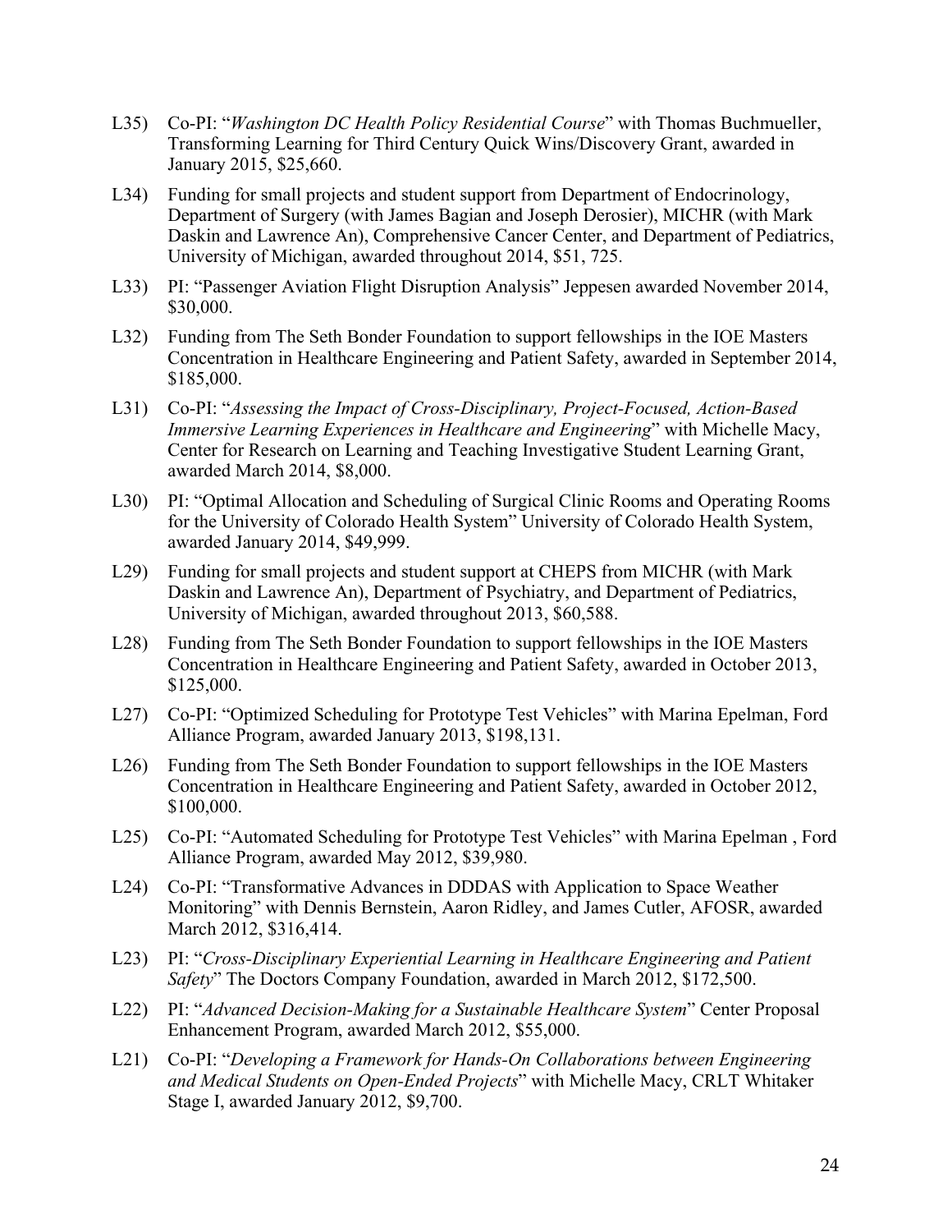L35) Co-PI: "*Washington DC Health Policy Residential Course*" with Thomas Buchmueller, Transforming Learning for Third Century Quick Wins/Discovery Grant, awarded in January 2015, $25,660.

L34) Funding for small projects and student support from Department of Endocrinology, Department of Surgery (with James Bagian and Joseph Derosier), MICHR (with Mark Daskin and Lawrence An), Comprehensive Cancer Center, and Department of Pediatrics, University of Michigan, awarded throughout 2014, $51, 725.

L33) PI: "Passenger Aviation Flight Disruption Analysis" Jeppesen awarded November 2014, $30,000.

L32) Funding from The Seth Bonder Foundation to support fellowships in the IOE Masters Concentration in Healthcare Engineering and Patient Safety, awarded in September 2014, $185,000.

L31) Co-PI: "*Assessing the Impact of Cross-Disciplinary, Project-Focused, Action-Based Immersive Learning Experiences in Healthcare and Engineering*" with Michelle Macy, Center for Research on Learning and Teaching Investigative Student Learning Grant, awarded March 2014, $8,000.

L30) PI: "Optimal Allocation and Scheduling of Surgical Clinic Rooms and Operating Rooms for the University of Colorado Health System" University of Colorado Health System, awarded January 2014, $49,999.

L29) Funding for small projects and student support at CHEPS from MICHR (with Mark Daskin and Lawrence An), Department of Psychiatry, and Department of Pediatrics, University of Michigan, awarded throughout 2013, $60,588.

L28) Funding from The Seth Bonder Foundation to support fellowships in the IOE Masters Concentration in Healthcare Engineering and Patient Safety, awarded in October 2013, $125,000.

L27) Co-PI: "Optimized Scheduling for Prototype Test Vehicles" with Marina Epelman, Ford Alliance Program, awarded January 2013, $198,131.

L26) Funding from The Seth Bonder Foundation to support fellowships in the IOE Masters Concentration in Healthcare Engineering and Patient Safety, awarded in October 2012, $100,000.

L25) Co-PI: "Automated Scheduling for Prototype Test Vehicles" with Marina Epelman , Ford Alliance Program, awarded May 2012, $39,980.

L24) Co-PI: "Transformative Advances in DDDAS with Application to Space Weather Monitoring" with Dennis Bernstein, Aaron Ridley, and James Cutler, AFOSR, awarded March 2012, $316,414.

L23) PI: "*Cross-Disciplinary Experiential Learning in Healthcare Engineering and Patient Safety*" The Doctors Company Foundation, awarded in March 2012, $172,500.

L22) PI: "*Advanced Decision-Making for a Sustainable Healthcare System*" Center Proposal Enhancement Program, awarded March 2012, $55,000.

L21) Co-PI: "*Developing a Framework for Hands-On Collaborations between Engineering and Medical Students on Open-Ended Projects*" with Michelle Macy, CRLT Whitaker Stage I, awarded January 2012, $9,700.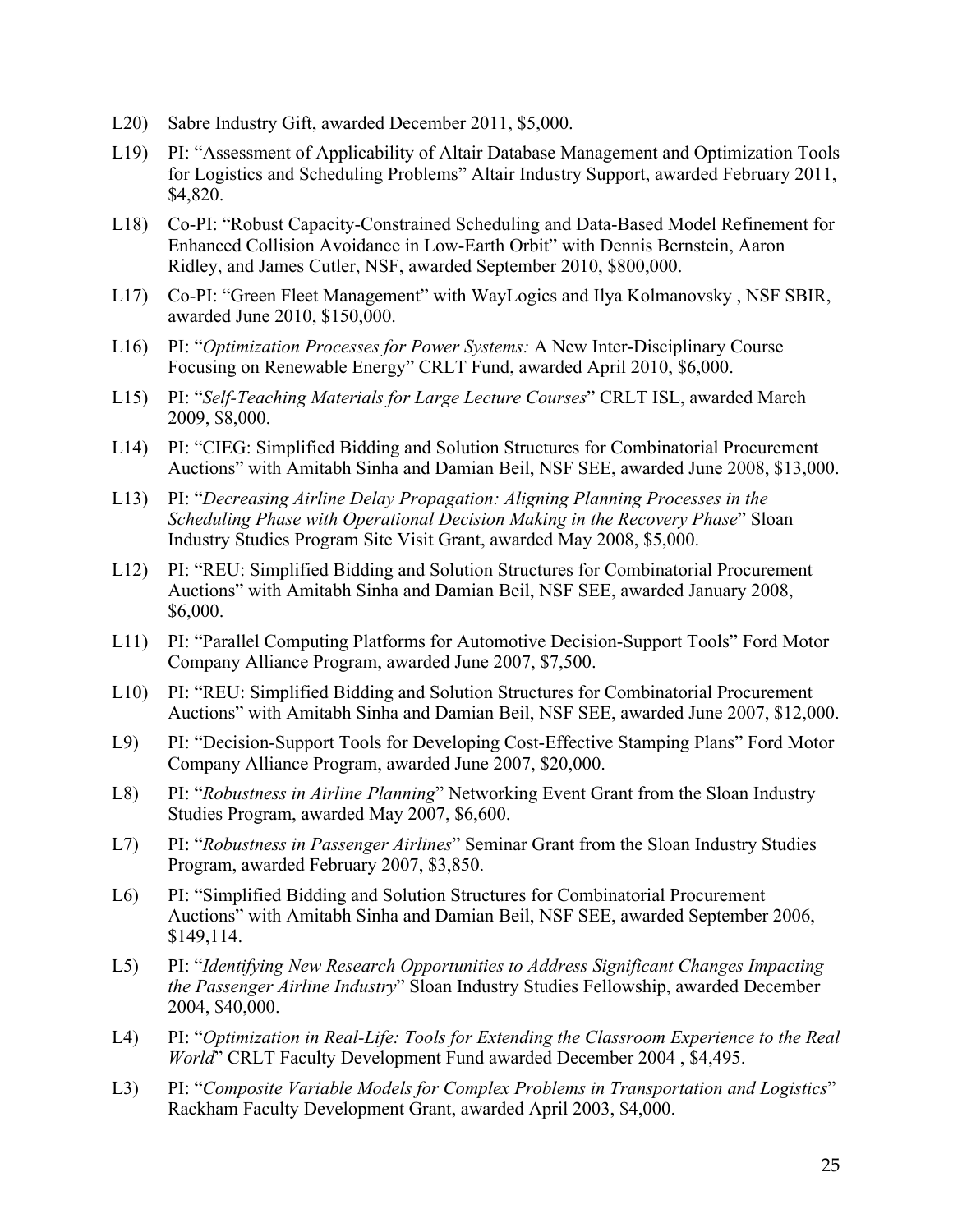L20) Sabre Industry Gift, awarded December 2011, $5,000.

L19) PI: "Assessment of Applicability of Altair Database Management and Optimization Tools for Logistics and Scheduling Problems" Altair Industry Support, awarded February 2011, $4,820.

L18) Co-PI: "Robust Capacity-Constrained Scheduling and Data-Based Model Refinement for Enhanced Collision Avoidance in Low-Earth Orbit" with Dennis Bernstein, Aaron Ridley, and James Cutler, NSF, awarded September 2010, $800,000.

L17) Co-PI: "Green Fleet Management" with WayLogics and Ilya Kolmanovsky , NSF SBIR, awarded June 2010, $150,000.

L16) PI: "*Optimization Processes for Power Systems:* A New Inter-Disciplinary Course Focusing on Renewable Energy" CRLT Fund, awarded April 2010, $6,000.

L15) PI: "*Self-Teaching Materials for Large Lecture Courses*" CRLT ISL, awarded March 2009, $8,000.

L14) PI: "CIEG: Simplified Bidding and Solution Structures for Combinatorial Procurement Auctions" with Amitabh Sinha and Damian Beil, NSF SEE, awarded June 2008, $13,000.

L13) PI: "*Decreasing Airline Delay Propagation: Aligning Planning Processes in the Scheduling Phase with Operational Decision Making in the Recovery Phase*" Sloan Industry Studies Program Site Visit Grant, awarded May 2008, $5,000.

L12) PI: "REU: Simplified Bidding and Solution Structures for Combinatorial Procurement Auctions" with Amitabh Sinha and Damian Beil, NSF SEE, awarded January 2008, $6,000.

L11) PI: "Parallel Computing Platforms for Automotive Decision-Support Tools" Ford Motor Company Alliance Program, awarded June 2007, $7,500.

L10) PI: "REU: Simplified Bidding and Solution Structures for Combinatorial Procurement Auctions" with Amitabh Sinha and Damian Beil, NSF SEE, awarded June 2007, $12,000.

L9) PI: "Decision-Support Tools for Developing Cost-Effective Stamping Plans" Ford Motor Company Alliance Program, awarded June 2007, $20,000.

L8) PI: "*Robustness in Airline Planning*" Networking Event Grant from the Sloan Industry Studies Program, awarded May 2007, $6,600.

L7) PI: "*Robustness in Passenger Airlines*" Seminar Grant from the Sloan Industry Studies Program, awarded February 2007, $3,850.

L6) PI: "Simplified Bidding and Solution Structures for Combinatorial Procurement Auctions" with Amitabh Sinha and Damian Beil, NSF SEE, awarded September 2006, $149,114.

L5) PI: "*Identifying New Research Opportunities to Address Significant Changes Impacting the Passenger Airline Industry*" Sloan Industry Studies Fellowship, awarded December 2004, $40,000.

L4) PI: "*Optimization in Real-Life: Tools for Extending the Classroom Experience to the Real World*" CRLT Faculty Development Fund awarded December 2004 , $4,495.

L3) PI: "*Composite Variable Models for Complex Problems in Transportation and Logistics*" Rackham Faculty Development Grant, awarded April 2003, $4,000.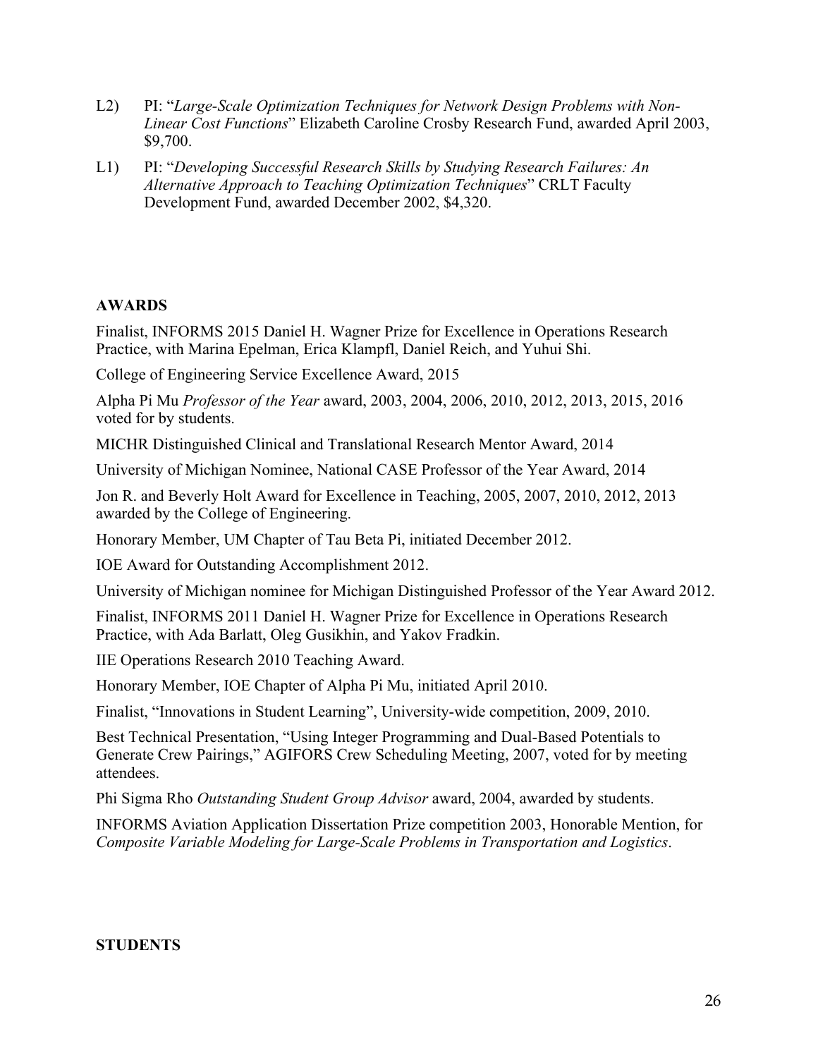L2) PI: "*Large-Scale Optimization Techniques for Network Design Problems with Non-Linear Cost Functions*" Elizabeth Caroline Crosby Research Fund, awarded April 2003, $9,700.

L1) PI: "*Developing Successful Research Skills by Studying Research Failures: An Alternative Approach to Teaching Optimization Techniques*" CRLT Faculty Development Fund, awarded December 2002, $4,320.

## AWARDS

Finalist, INFORMS 2015 Daniel H. Wagner Prize for Excellence in Operations Research Practice, with Marina Epelman, Erica Klampfl, Daniel Reich, and Yuhui Shi.

College of Engineering Service Excellence Award, 2015

Alpha Pi Mu *Professor of the Year* award, 2003, 2004, 2006, 2010, 2012, 2013, 2015, 2016 voted for by students.

MICHR Distinguished Clinical and Translational Research Mentor Award, 2014

University of Michigan Nominee, National CASE Professor of the Year Award, 2014

Jon R. and Beverly Holt Award for Excellence in Teaching, 2005, 2007, 2010, 2012, 2013 awarded by the College of Engineering.

Honorary Member, UM Chapter of Tau Beta Pi, initiated December 2012.

IOE Award for Outstanding Accomplishment 2012.

University of Michigan nominee for Michigan Distinguished Professor of the Year Award 2012.

Finalist, INFORMS 2011 Daniel H. Wagner Prize for Excellence in Operations Research Practice, with Ada Barlatt, Oleg Gusikhin, and Yakov Fradkin.

IIE Operations Research 2010 Teaching Award.

Honorary Member, IOE Chapter of Alpha Pi Mu, initiated April 2010.

Finalist, "Innovations in Student Learning", University-wide competition, 2009, 2010.

Best Technical Presentation, "Using Integer Programming and Dual-Based Potentials to Generate Crew Pairings," AGIFORS Crew Scheduling Meeting, 2007, voted for by meeting attendees.

Phi Sigma Rho *Outstanding Student Group Advisor* award, 2004, awarded by students.

INFORMS Aviation Application Dissertation Prize competition 2003, Honorable Mention, for *Composite Variable Modeling for Large-Scale Problems in Transportation and Logistics*.

## STUDENTS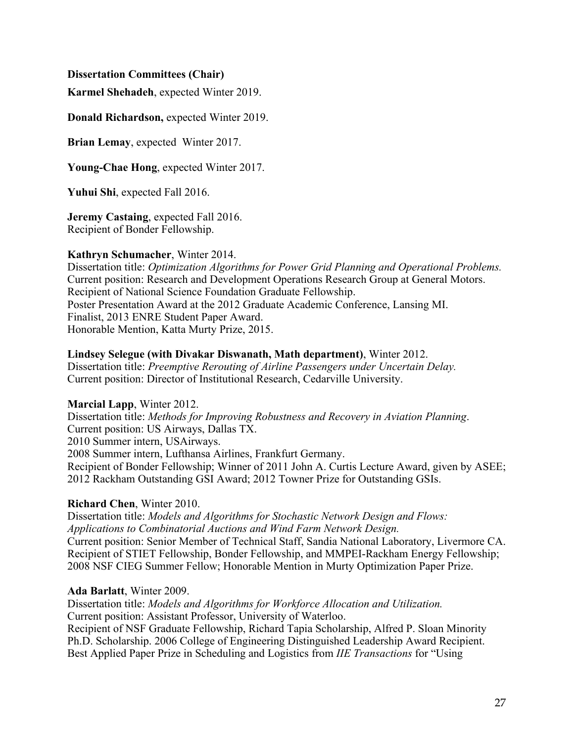**Dissertation Committees (Chair)**

**Karmel Shehadeh**, expected Winter 2019.

**Donald Richardson,** expected Winter 2019.

**Brian Lemay**, expected Winter 2017.

**Young-Chae Hong**, expected Winter 2017.

**Yuhui Shi**, expected Fall 2016.

**Jeremy Castaing**, expected Fall 2016.
Recipient of Bonder Fellowship.

**Kathryn Schumacher**, Winter 2014.
Dissertation title: *Optimization Algorithms for Power Grid Planning and Operational Problems.*
Current position: Research and Development Operations Research Group at General Motors.
Recipient of National Science Foundation Graduate Fellowship.
Poster Presentation Award at the 2012 Graduate Academic Conference, Lansing MI.
Finalist, 2013 ENRE Student Paper Award.
Honorable Mention, Katta Murty Prize, 2015.

**Lindsey Selegue (with Divakar Diswanath, Math department)**, Winter 2012.
Dissertation title: *Preemptive Rerouting of Airline Passengers under Uncertain Delay.*
Current position: Director of Institutional Research, Cedarville University.

**Marcial Lapp**, Winter 2012.
Dissertation title: *Methods for Improving Robustness and Recovery in Aviation Planning*.
Current position: US Airways, Dallas TX.
2010 Summer intern, USAirways.
2008 Summer intern, Lufthansa Airlines, Frankfurt Germany.
Recipient of Bonder Fellowship; Winner of 2011 John A. Curtis Lecture Award, given by ASEE; 2012 Rackham Outstanding GSI Award; 2012 Towner Prize for Outstanding GSIs.

**Richard Chen**, Winter 2010.
Dissertation title: *Models and Algorithms for Stochastic Network Design and Flows: Applications to Combinatorial Auctions and Wind Farm Network Design.*
Current position: Senior Member of Technical Staff, Sandia National Laboratory, Livermore CA.
Recipient of STIET Fellowship, Bonder Fellowship, and MMPEI-Rackham Energy Fellowship; 2008 NSF CIEG Summer Fellow; Honorable Mention in Murty Optimization Paper Prize.

**Ada Barlatt**, Winter 2009.
Dissertation title: *Models and Algorithms for Workforce Allocation and Utilization.*
Current position: Assistant Professor, University of Waterloo.
Recipient of NSF Graduate Fellowship, Richard Tapia Scholarship, Alfred P. Sloan Minority Ph.D. Scholarship. 2006 College of Engineering Distinguished Leadership Award Recipient.
Best Applied Paper Prize in Scheduling and Logistics from *IIE Transactions* for "Using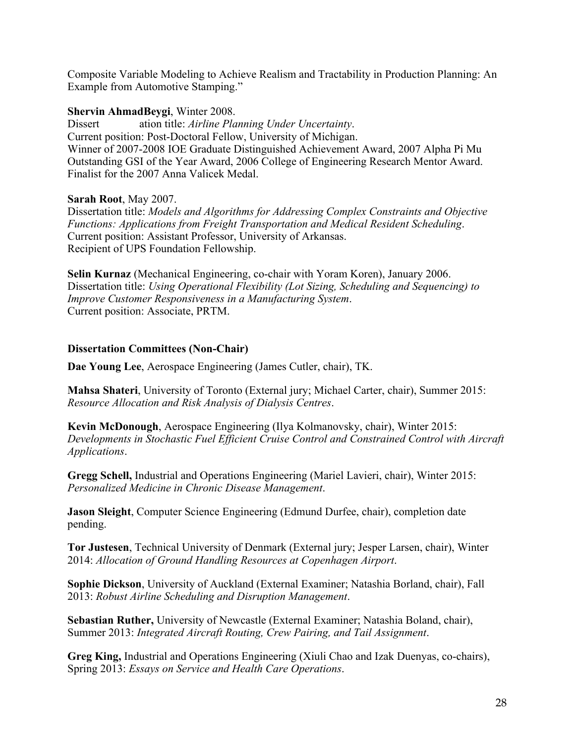Composite Variable Modeling to Achieve Realism and Tractability in Production Planning: An Example from Automotive Stamping."

**Shervin AhmadBeygi**, Winter 2008.
Dissert ation title: *Airline Planning Under Uncertainty*.
Current position: Post-Doctoral Fellow, University of Michigan.
Winner of 2007-2008 IOE Graduate Distinguished Achievement Award, 2007 Alpha Pi Mu Outstanding GSI of the Year Award, 2006 College of Engineering Research Mentor Award. Finalist for the 2007 Anna Valicek Medal.

**Sarah Root**, May 2007.
Dissertation title: *Models and Algorithms for Addressing Complex Constraints and Objective Functions: Applications from Freight Transportation and Medical Resident Scheduling*.
Current position: Assistant Professor, University of Arkansas.
Recipient of UPS Foundation Fellowship.

**Selin Kurnaz** (Mechanical Engineering, co-chair with Yoram Koren), January 2006.
Dissertation title: *Using Operational Flexibility (Lot Sizing, Scheduling and Sequencing) to Improve Customer Responsiveness in a Manufacturing System*.
Current position: Associate, PRTM.

### Dissertation Committees (Non-Chair)

**Dae Young Lee**, Aerospace Engineering (James Cutler, chair), TK.

**Mahsa Shateri**, University of Toronto (External jury; Michael Carter, chair), Summer 2015: *Resource Allocation and Risk Analysis of Dialysis Centres*.

**Kevin McDonough**, Aerospace Engineering (Ilya Kolmanovsky, chair), Winter 2015: *Developments in Stochastic Fuel Efficient Cruise Control and Constrained Control with Aircraft Applications*.

**Gregg Schell,** Industrial and Operations Engineering (Mariel Lavieri, chair), Winter 2015: *Personalized Medicine in Chronic Disease Management*.

**Jason Sleight**, Computer Science Engineering (Edmund Durfee, chair), completion date pending.

**Tor Justesen**, Technical University of Denmark (External jury; Jesper Larsen, chair), Winter 2014: *Allocation of Ground Handling Resources at Copenhagen Airport*.

**Sophie Dickson**, University of Auckland (External Examiner; Natashia Borland, chair), Fall 2013: *Robust Airline Scheduling and Disruption Management*.

**Sebastian Ruther,** University of Newcastle (External Examiner; Natashia Boland, chair), Summer 2013: *Integrated Aircraft Routing, Crew Pairing, and Tail Assignment*.

**Greg King,** Industrial and Operations Engineering (Xiuli Chao and Izak Duenyas, co-chairs), Spring 2013: *Essays on Service and Health Care Operations*.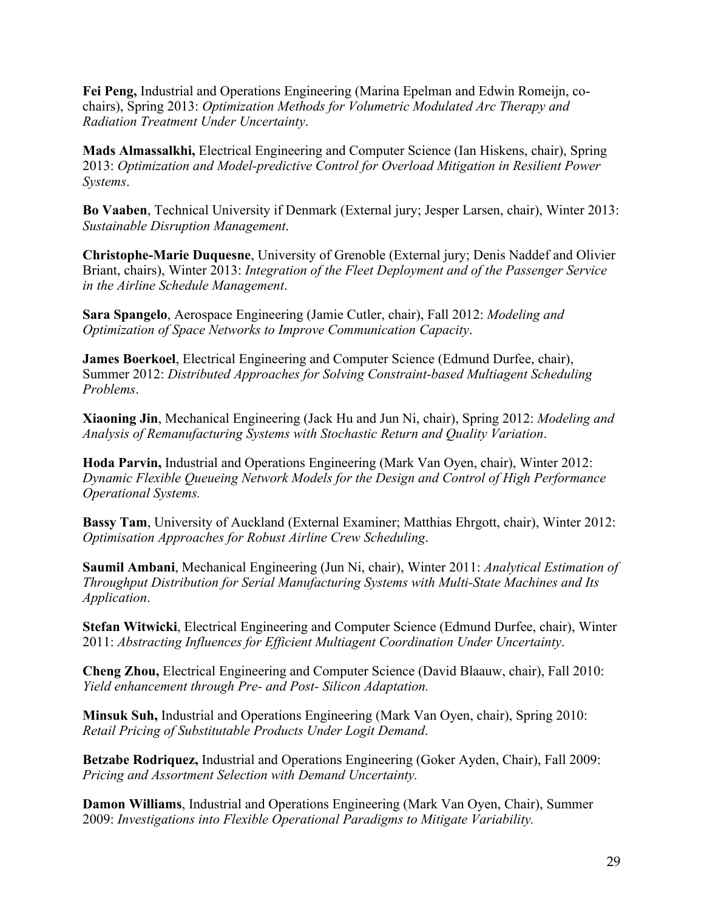**Fei Peng,** Industrial and Operations Engineering (Marina Epelman and Edwin Romeijn, co-chairs), Spring 2013: *Optimization Methods for Volumetric Modulated Arc Therapy and Radiation Treatment Under Uncertainty*.

**Mads Almassalkhi,** Electrical Engineering and Computer Science (Ian Hiskens, chair), Spring 2013: *Optimization and Model-predictive Control for Overload Mitigation in Resilient Power Systems*.

**Bo Vaaben**, Technical University if Denmark (External jury; Jesper Larsen, chair), Winter 2013: *Sustainable Disruption Management*.

**Christophe-Marie Duquesne**, University of Grenoble (External jury; Denis Naddef and Olivier Briant, chairs), Winter 2013: *Integration of the Fleet Deployment and of the Passenger Service in the Airline Schedule Management*.

**Sara Spangelo**, Aerospace Engineering (Jamie Cutler, chair), Fall 2012: *Modeling and Optimization of Space Networks to Improve Communication Capacity*.

**James Boerkoel**, Electrical Engineering and Computer Science (Edmund Durfee, chair), Summer 2012: *Distributed Approaches for Solving Constraint-based Multiagent Scheduling Problems*.

**Xiaoning Jin**, Mechanical Engineering (Jack Hu and Jun Ni, chair), Spring 2012: *Modeling and Analysis of Remanufacturing Systems with Stochastic Return and Quality Variation*.

**Hoda Parvin,** Industrial and Operations Engineering (Mark Van Oyen, chair), Winter 2012: *Dynamic Flexible Queueing Network Models for the Design and Control of High Performance Operational Systems.*

**Bassy Tam**, University of Auckland (External Examiner; Matthias Ehrgott, chair), Winter 2012: *Optimisation Approaches for Robust Airline Crew Scheduling*.

**Saumil Ambani**, Mechanical Engineering (Jun Ni, chair), Winter 2011: *Analytical Estimation of Throughput Distribution for Serial Manufacturing Systems with Multi-State Machines and Its Application*.

**Stefan Witwicki**, Electrical Engineering and Computer Science (Edmund Durfee, chair), Winter 2011: *Abstracting Influences for Efficient Multiagent Coordination Under Uncertainty*.

**Cheng Zhou,** Electrical Engineering and Computer Science (David Blaauw, chair), Fall 2010: *Yield enhancement through Pre- and Post- Silicon Adaptation.*

**Minsuk Suh,** Industrial and Operations Engineering (Mark Van Oyen, chair), Spring 2010: *Retail Pricing of Substitutable Products Under Logit Demand*.

**Betzabe Rodriquez,** Industrial and Operations Engineering (Goker Ayden, Chair), Fall 2009: *Pricing and Assortment Selection with Demand Uncertainty.*

**Damon Williams**, Industrial and Operations Engineering (Mark Van Oyen, Chair), Summer 2009: *Investigations into Flexible Operational Paradigms to Mitigate Variability.*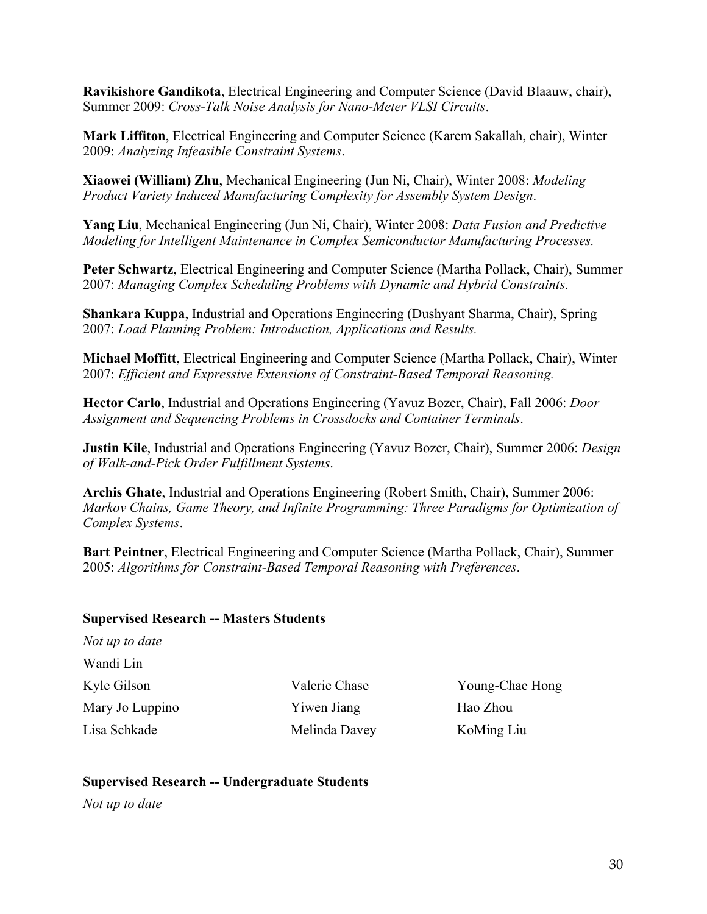**Ravikishore Gandikota**, Electrical Engineering and Computer Science (David Blaauw, chair), Summer 2009: *Cross-Talk Noise Analysis for Nano-Meter VLSI Circuits*.

**Mark Liffiton**, Electrical Engineering and Computer Science (Karem Sakallah, chair), Winter 2009: *Analyzing Infeasible Constraint Systems*.

**Xiaowei (William) Zhu**, Mechanical Engineering (Jun Ni, Chair), Winter 2008: *Modeling Product Variety Induced Manufacturing Complexity for Assembly System Design*.

**Yang Liu**, Mechanical Engineering (Jun Ni, Chair), Winter 2008: *Data Fusion and Predictive Modeling for Intelligent Maintenance in Complex Semiconductor Manufacturing Processes.*

**Peter Schwartz**, Electrical Engineering and Computer Science (Martha Pollack, Chair), Summer 2007: *Managing Complex Scheduling Problems with Dynamic and Hybrid Constraints*.

**Shankara Kuppa**, Industrial and Operations Engineering (Dushyant Sharma, Chair), Spring 2007: *Load Planning Problem: Introduction, Applications and Results.*

**Michael Moffitt**, Electrical Engineering and Computer Science (Martha Pollack, Chair), Winter 2007: *Efficient and Expressive Extensions of Constraint-Based Temporal Reasoning.*

**Hector Carlo**, Industrial and Operations Engineering (Yavuz Bozer, Chair), Fall 2006: *Door Assignment and Sequencing Problems in Crossdocks and Container Terminals*.

**Justin Kile**, Industrial and Operations Engineering (Yavuz Bozer, Chair), Summer 2006: *Design of Walk-and-Pick Order Fulfillment Systems*.

**Archis Ghate**, Industrial and Operations Engineering (Robert Smith, Chair), Summer 2006: *Markov Chains, Game Theory, and Infinite Programming: Three Paradigms for Optimization of Complex Systems*.

**Bart Peintner**, Electrical Engineering and Computer Science (Martha Pollack, Chair), Summer 2005: *Algorithms for Constraint-Based Temporal Reasoning with Preferences*.

### Supervised Research -- Masters Students

*Not up to date*

Wandi Lin

| | | |
|---|---|---|
| Kyle Gilson | Valerie Chase | Young-Chae Hong |
| Mary Jo Luppino | Yiwen Jiang | Hao Zhou |
| Lisa Schkade | Melinda Davey | KoMing Liu |

### Supervised Research -- Undergraduate Students

*Not up to date*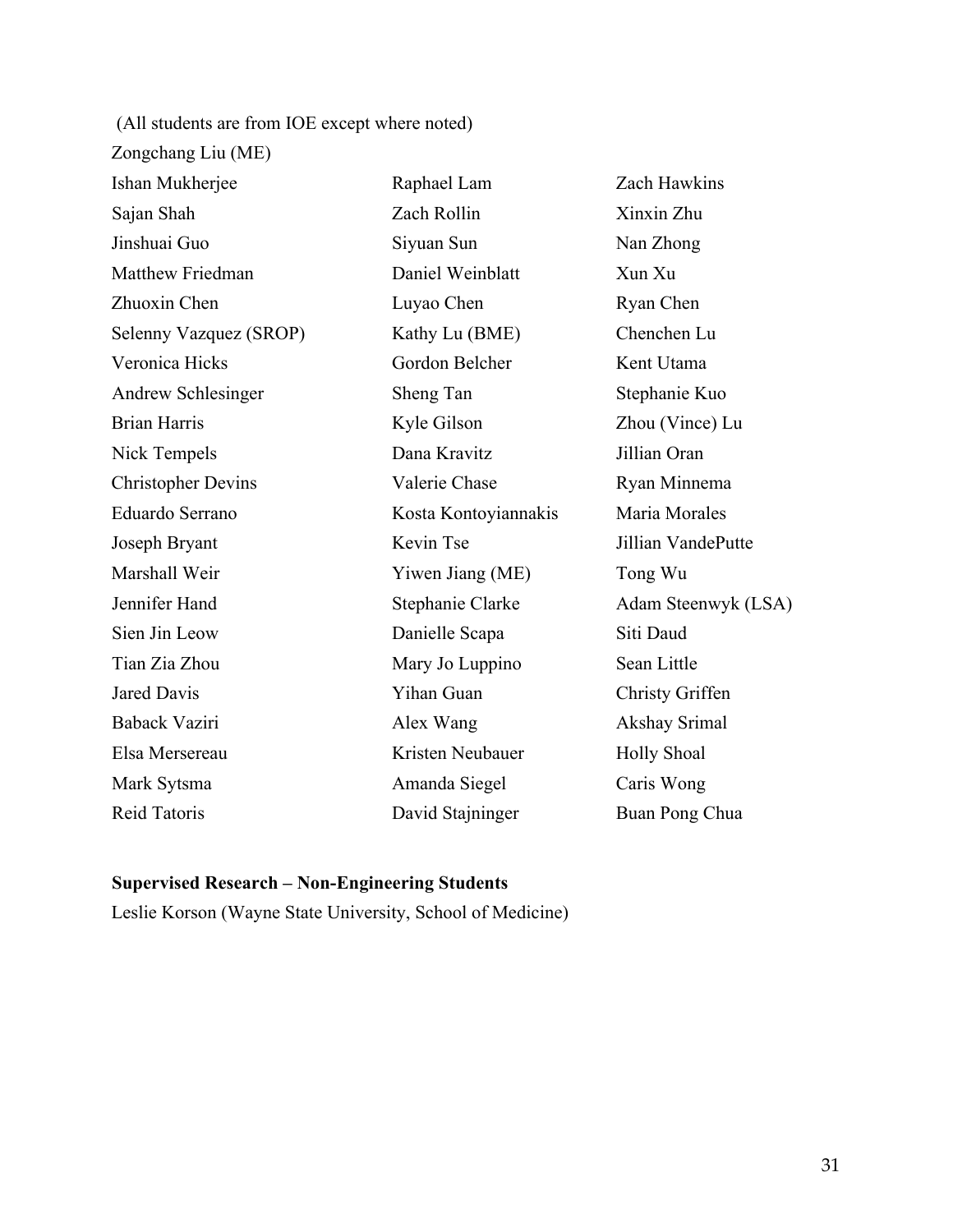(All students are from IOE except where noted)

Zongchang Liu (ME)

Ishan Mukherjee
Sajan Shah
Jinshuai Guo
Matthew Friedman
Zhuoxin Chen
Selenny Vazquez (SROP)
Veronica Hicks
Andrew Schlesinger
Brian Harris
Nick Tempels
Christopher Devins
Eduardo Serrano
Joseph Bryant
Marshall Weir
Jennifer Hand
Sien Jin Leow
Tian Zia Zhou
Jared Davis
Baback Vaziri
Elsa Mersereau
Mark Sytsma
Reid Tatoris
Raphael Lam
Zach Rollin
Siyuan Sun
Daniel Weinblatt
Luyao Chen
Kathy Lu (BME)
Gordon Belcher
Sheng Tan
Kyle Gilson
Dana Kravitz
Valerie Chase
Kosta Kontoyiannakis
Kevin Tse
Yiwen Jiang (ME)
Stephanie Clarke
Danielle Scapa
Mary Jo Luppino
Yihan Guan
Alex Wang
Kristen Neubauer
Amanda Siegel
David Stajninger
Zach Hawkins
Xinxin Zhu
Nan Zhong
Xun Xu
Ryan Chen
Chenchen Lu
Kent Utama
Stephanie Kuo
Zhou (Vince) Lu
Jillian Oran
Ryan Minnema
Maria Morales
Jillian VandePutte
Tong Wu
Adam Steenwyk (LSA)
Siti Daud
Sean Little
Christy Griffen
Akshay Srimal
Holly Shoal
Caris Wong
Buan Pong Chua

**Supervised Research – Non-Engineering Students**

Leslie Korson (Wayne State University, School of Medicine)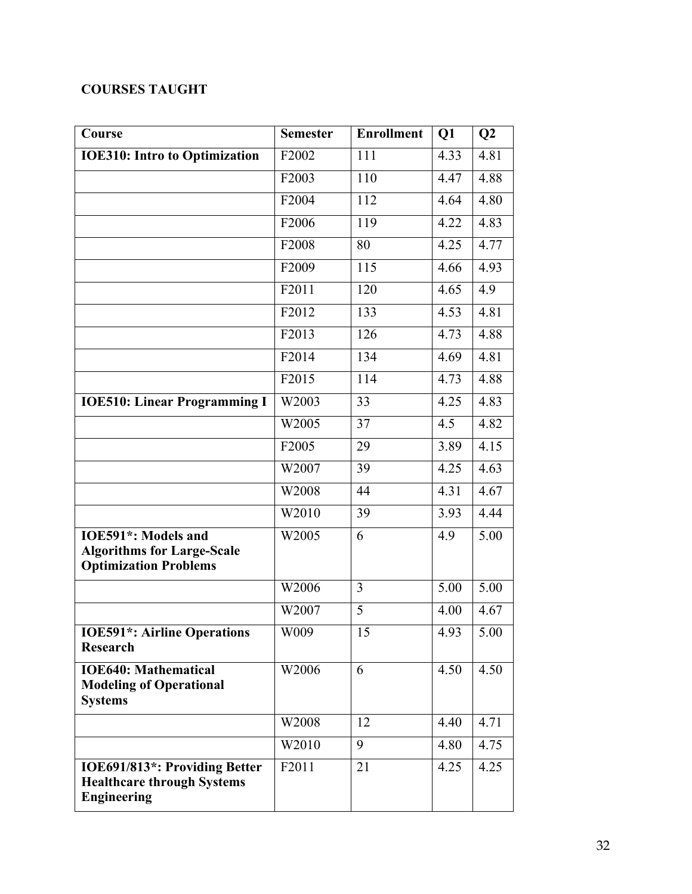**COURSES TAUGHT**

| Course | Semester | Enrollment | Q1 | Q2 |
|---|---|---|---|---|
| **IOE310: Intro to Optimization** | F2002 | 111 | 4.33 | 4.81 |
| | F2003 | 110 | 4.47 | 4.88 |
| | F2004 | 112 | 4.64 | 4.80 |
| | F2006 | 119 | 4.22 | 4.83 |
| | F2008 | 80 | 4.25 | 4.77 |
| | F2009 | 115 | 4.66 | 4.93 |
| | F2011 | 120 | 4.65 | 4.9 |
| | F2012 | 133 | 4.53 | 4.81 |
| | F2013 | 126 | 4.73 | 4.88 |
| | F2014 | 134 | 4.69 | 4.81 |
| | F2015 | 114 | 4.73 | 4.88 |
| **IOE510: Linear Programming I** | W2003 | 33 | 4.25 | 4.83 |
| | W2005 | 37 | 4.5 | 4.82 |
| | F2005 | 29 | 3.89 | 4.15 |
| | W2007 | 39 | 4.25 | 4.63 |
| | W2008 | 44 | 4.31 | 4.67 |
| | W2010 | 39 | 3.93 | 4.44 |
| **IOE591*: Models and Algorithms for Large-Scale Optimization Problems** | W2005 | 6 | 4.9 | 5.00 |
| | W2006 | 3 | 5.00 | 5.00 |
| | W2007 | 5 | 4.00 | 4.67 |
| **IOE591*: Airline Operations Research** | W009 | 15 | 4.93 | 5.00 |
| **IOE640: Mathematical Modeling of Operational Systems** | W2006 | 6 | 4.50 | 4.50 |
| | W2008 | 12 | 4.40 | 4.71 |
| | W2010 | 9 | 4.80 | 4.75 |
| **IOE691/813*: Providing Better Healthcare through Systems Engineering** | F2011 | 21 | 4.25 | 4.25 |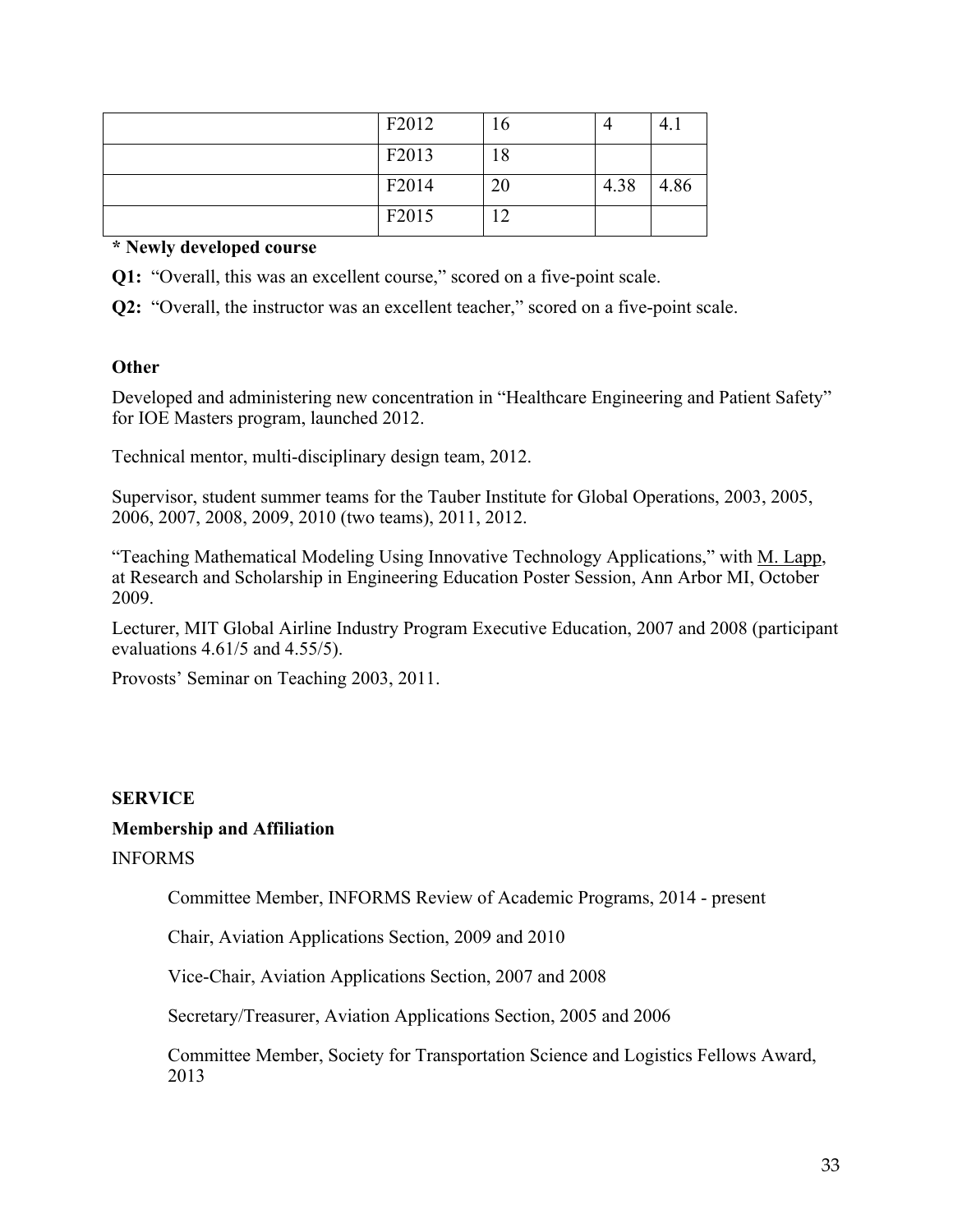| | | | | |
|---|---|---|---|---|
| | F2012 | 16 | 4 | 4.1 |
| | F2013 | 18 | | |
| | F2014 | 20 | 4.38 | 4.86 |
| | F2015 | 12 | | |

**\* Newly developed course**

**Q1:** "Overall, this was an excellent course," scored on a five-point scale.

**Q2:** "Overall, the instructor was an excellent teacher," scored on a five-point scale.

**Other**

Developed and administering new concentration in "Healthcare Engineering and Patient Safety" for IOE Masters program, launched 2012.

Technical mentor, multi-disciplinary design team, 2012.

Supervisor, student summer teams for the Tauber Institute for Global Operations, 2003, 2005, 2006, 2007, 2008, 2009, 2010 (two teams), 2011, 2012.

"Teaching Mathematical Modeling Using Innovative Technology Applications," with M. Lapp, at Research and Scholarship in Engineering Education Poster Session, Ann Arbor MI, October 2009.

Lecturer, MIT Global Airline Industry Program Executive Education, 2007 and 2008 (participant evaluations 4.61/5 and 4.55/5).

Provosts' Seminar on Teaching 2003, 2011.

**SERVICE**

**Membership and Affiliation**

INFORMS

Committee Member, INFORMS Review of Academic Programs, 2014 - present

Chair, Aviation Applications Section, 2009 and 2010

Vice-Chair, Aviation Applications Section, 2007 and 2008

Secretary/Treasurer, Aviation Applications Section, 2005 and 2006

Committee Member, Society for Transportation Science and Logistics Fellows Award, 2013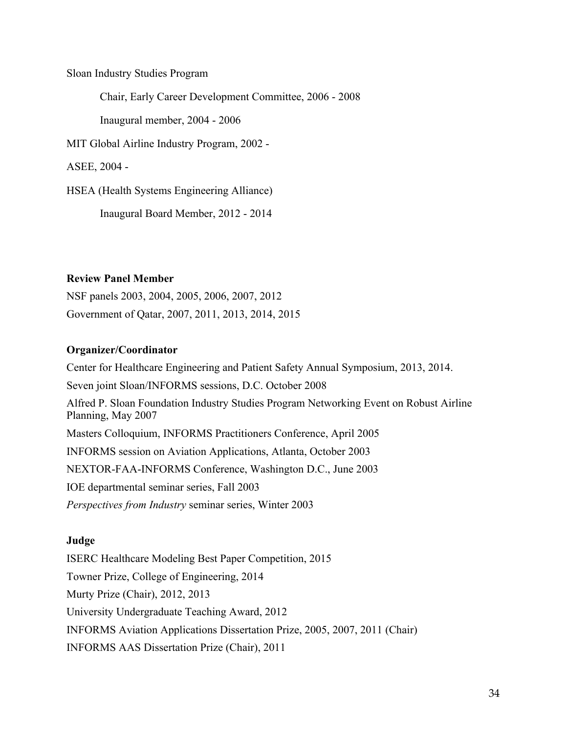Sloan Industry Studies Program

Chair, Early Career Development Committee, 2006 - 2008

Inaugural member, 2004 - 2006

MIT Global Airline Industry Program, 2002 -

ASEE, 2004 -

HSEA (Health Systems Engineering Alliance)

Inaugural Board Member, 2012 - 2014

**Review Panel Member**

NSF panels 2003, 2004, 2005, 2006, 2007, 2012

Government of Qatar, 2007, 2011, 2013, 2014, 2015

**Organizer/Coordinator**

Center for Healthcare Engineering and Patient Safety Annual Symposium, 2013, 2014.

Seven joint Sloan/INFORMS sessions, D.C. October 2008

Alfred P. Sloan Foundation Industry Studies Program Networking Event on Robust Airline Planning, May 2007

Masters Colloquium, INFORMS Practitioners Conference, April 2005

INFORMS session on Aviation Applications, Atlanta, October 2003

NEXTOR-FAA-INFORMS Conference, Washington D.C., June 2003

IOE departmental seminar series, Fall 2003

*Perspectives from Industry* seminar series, Winter 2003

**Judge**

ISERC Healthcare Modeling Best Paper Competition, 2015

Towner Prize, College of Engineering, 2014

Murty Prize (Chair), 2012, 2013

University Undergraduate Teaching Award, 2012

INFORMS Aviation Applications Dissertation Prize, 2005, 2007, 2011 (Chair)

INFORMS AAS Dissertation Prize (Chair), 2011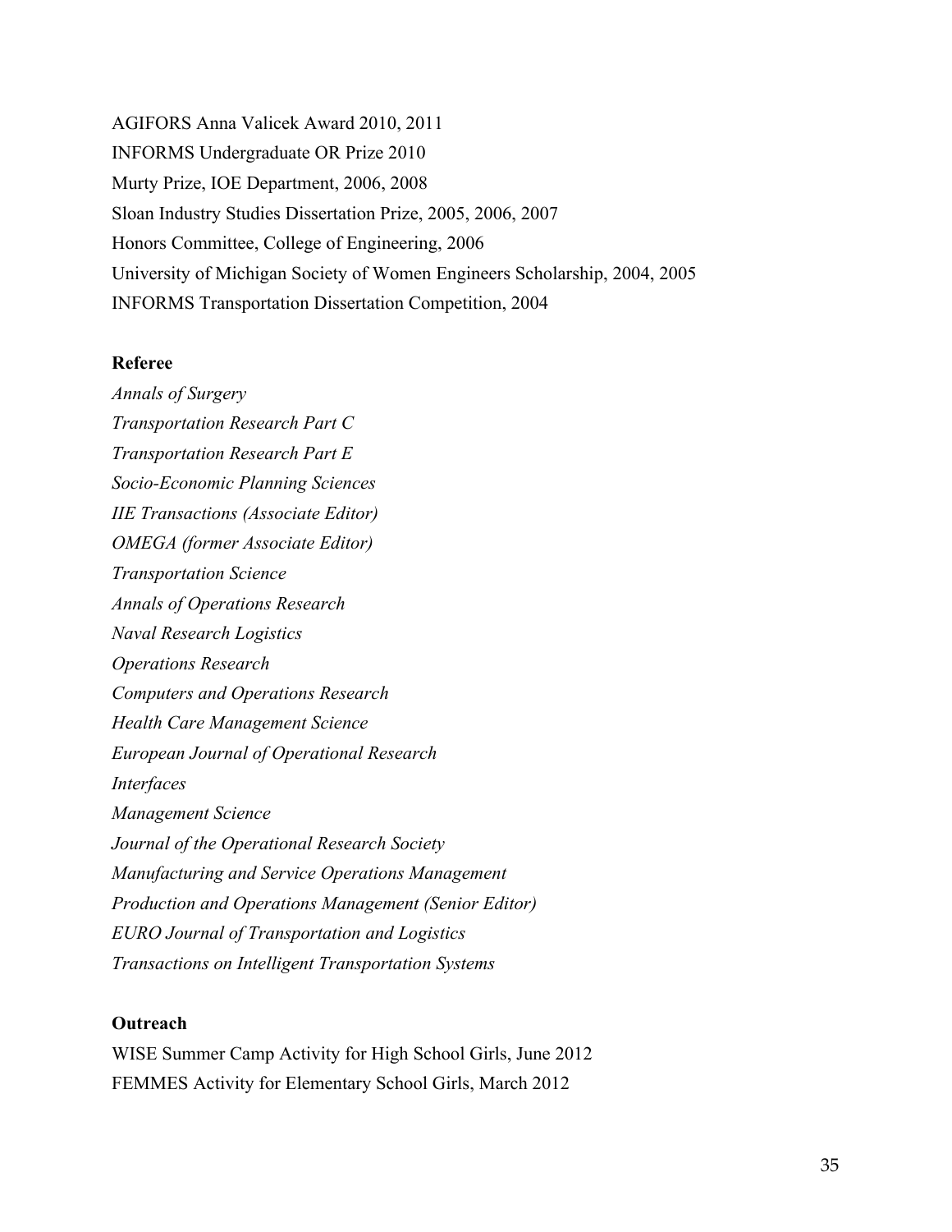AGIFORS Anna Valicek Award 2010, 2011

INFORMS Undergraduate OR Prize 2010

Murty Prize, IOE Department, 2006, 2008

Sloan Industry Studies Dissertation Prize, 2005, 2006, 2007

Honors Committee, College of Engineering, 2006

University of Michigan Society of Women Engineers Scholarship, 2004, 2005

INFORMS Transportation Dissertation Competition, 2004

**Referee**

*Annals of Surgery*

*Transportation Research Part C*

*Transportation Research Part E*

*Socio-Economic Planning Sciences*

*IIE Transactions (Associate Editor)*

*OMEGA (former Associate Editor)*

*Transportation Science*

*Annals of Operations Research*

*Naval Research Logistics*

*Operations Research*

*Computers and Operations Research*

*Health Care Management Science*

*European Journal of Operational Research*

*Interfaces*

*Management Science*

*Journal of the Operational Research Society*

*Manufacturing and Service Operations Management*

*Production and Operations Management (Senior Editor)*

*EURO Journal of Transportation and Logistics*

*Transactions on Intelligent Transportation Systems*

**Outreach**

WISE Summer Camp Activity for High School Girls, June 2012

FEMMES Activity for Elementary School Girls, March 2012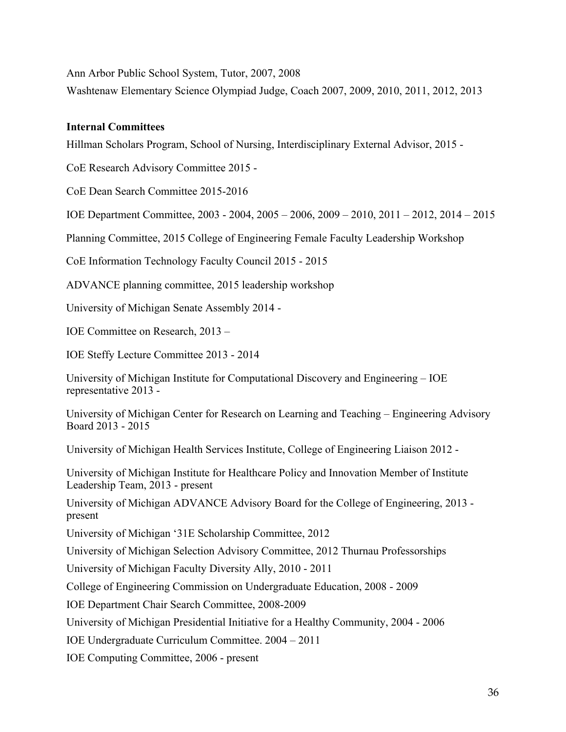Ann Arbor Public School System, Tutor, 2007, 2008

Washtenaw Elementary Science Olympiad Judge, Coach 2007, 2009, 2010, 2011, 2012, 2013

**Internal Committees**

Hillman Scholars Program, School of Nursing, Interdisciplinary External Advisor, 2015 -

CoE Research Advisory Committee 2015 -

CoE Dean Search Committee 2015-2016

IOE Department Committee, 2003 - 2004, 2005 – 2006, 2009 – 2010, 2011 – 2012, 2014 – 2015

Planning Committee, 2015 College of Engineering Female Faculty Leadership Workshop

CoE Information Technology Faculty Council 2015 - 2015

ADVANCE planning committee, 2015 leadership workshop

University of Michigan Senate Assembly 2014 -

IOE Committee on Research, 2013 –

IOE Steffy Lecture Committee 2013 - 2014

University of Michigan Institute for Computational Discovery and Engineering – IOE representative 2013 -

University of Michigan Center for Research on Learning and Teaching – Engineering Advisory Board 2013 - 2015

University of Michigan Health Services Institute, College of Engineering Liaison 2012 -

University of Michigan Institute for Healthcare Policy and Innovation Member of Institute Leadership Team, 2013 - present

University of Michigan ADVANCE Advisory Board for the College of Engineering, 2013 - present

University of Michigan '31E Scholarship Committee, 2012

University of Michigan Selection Advisory Committee, 2012 Thurnau Professorships

University of Michigan Faculty Diversity Ally, 2010 - 2011

College of Engineering Commission on Undergraduate Education, 2008 - 2009

IOE Department Chair Search Committee, 2008-2009

University of Michigan Presidential Initiative for a Healthy Community, 2004 - 2006

IOE Undergraduate Curriculum Committee. 2004 – 2011

IOE Computing Committee, 2006 - present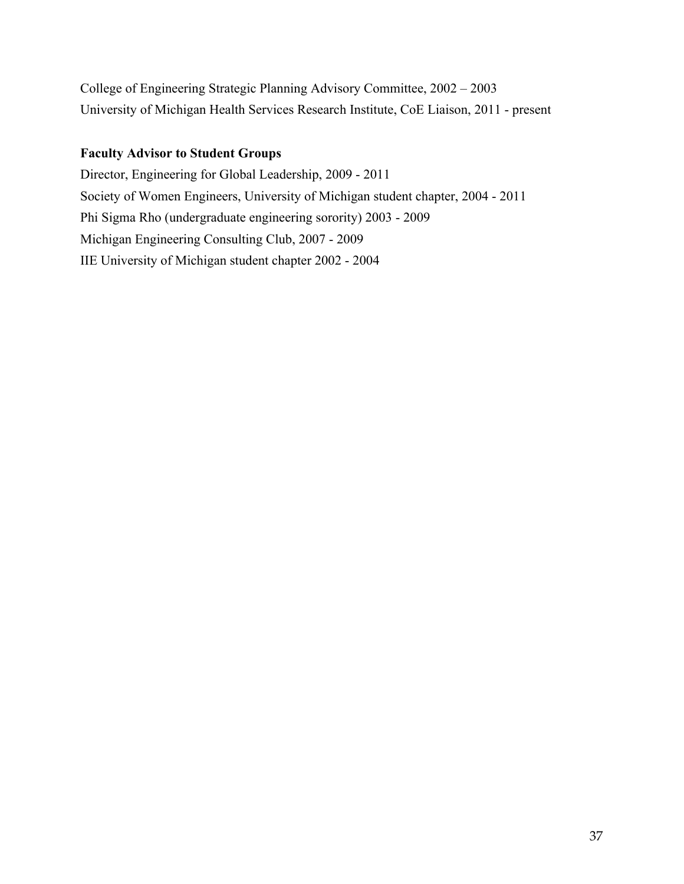College of Engineering Strategic Planning Advisory Committee, 2002 – 2003
University of Michigan Health Services Research Institute, CoE Liaison, 2011 - present

**Faculty Advisor to Student Groups**

Director, Engineering for Global Leadership, 2009 - 2011
Society of Women Engineers, University of Michigan student chapter, 2004 - 2011
Phi Sigma Rho (undergraduate engineering sorority) 2003 - 2009
Michigan Engineering Consulting Club, 2007 - 2009
IIE University of Michigan student chapter 2002 - 2004